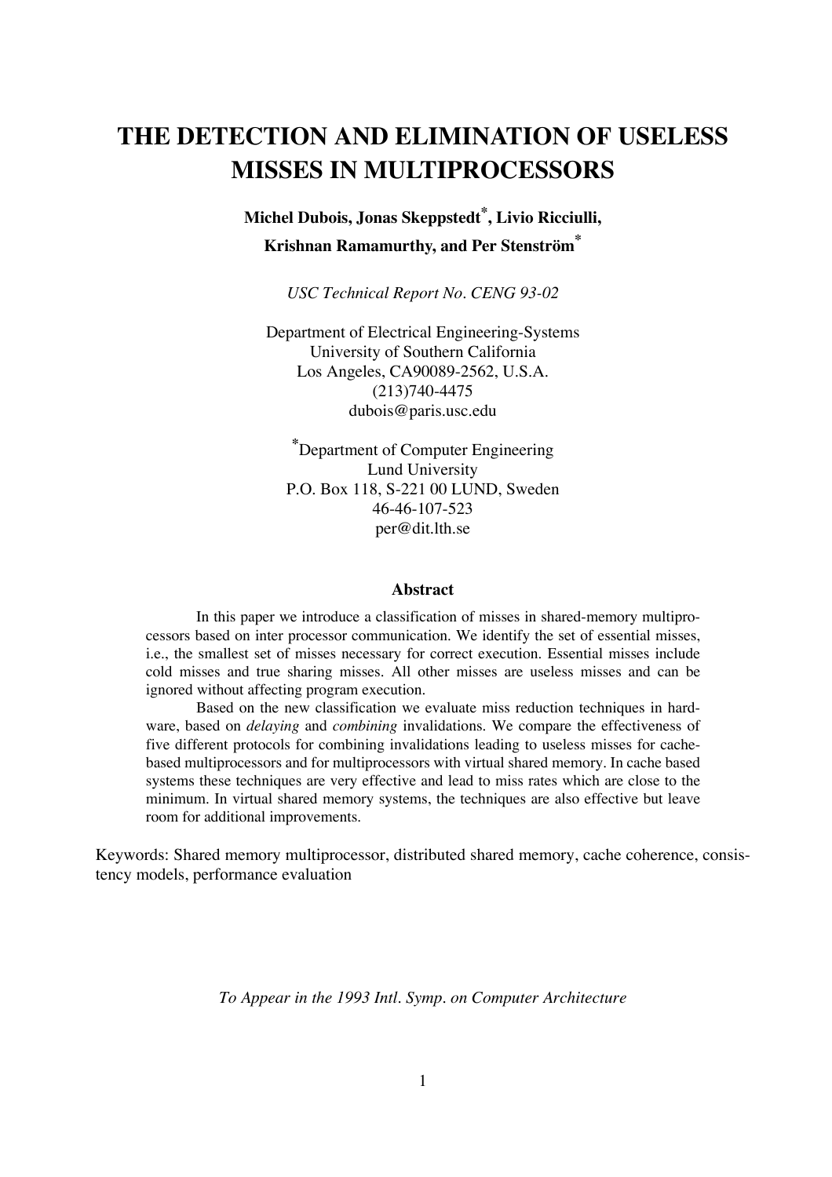# THE DETECTION AND ELIMINATION OF USELESS MISSES IN MULTIPROCESSORS

**Michel Dubois, Jonas Skeppstedt[*], Livio Ricciulli, Krishnan Ramamurthy, and Per Stenström[*]**

*USC Technical Report No. CENG 93-02*

Department of Electrical Engineering-Systems
University of Southern California
Los Angeles, CA90089-2562, U.S.A.
(213)740-4475
dubois@paris.usc.edu

[*]Department of Computer Engineering
Lund University
P.O. Box 118, S-221 00 LUND, Sweden
46-46-107-523
per@dit.lth.se

### Abstract

In this paper we introduce a classification of misses in shared-memory multiprocessors based on inter processor communication. We identify the set of essential misses, i.e., the smallest set of misses necessary for correct execution. Essential misses include cold misses and true sharing misses. All other misses are useless misses and can be ignored without affecting program execution.

Based on the new classification we evaluate miss reduction techniques in hardware, based on *delaying* and *combining* invalidations. We compare the effectiveness of five different protocols for combining invalidations leading to useless misses for cache-based multiprocessors and for multiprocessors with virtual shared memory. In cache based systems these techniques are very effective and lead to miss rates which are close to the minimum. In virtual shared memory systems, the techniques are also effective but leave room for additional improvements.

Keywords: Shared memory multiprocessor, distributed shared memory, cache coherence, consistency models, performance evaluation

*To Appear in the 1993 Intl. Symp. on Computer Architecture*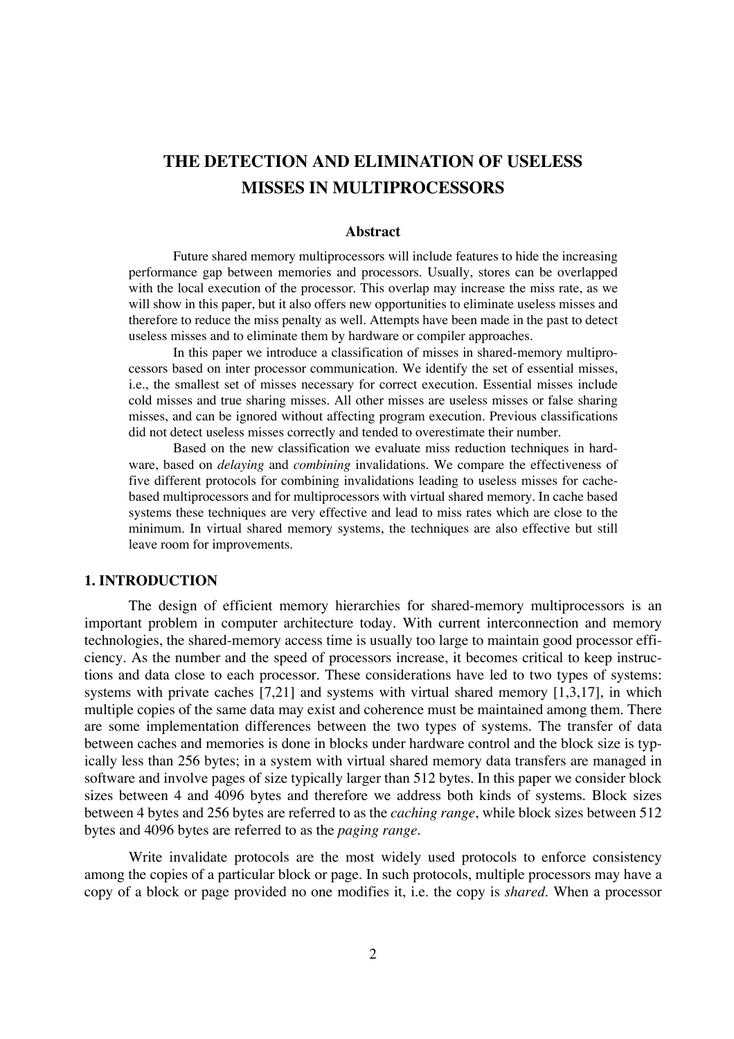# THE DETECTION AND ELIMINATION OF USELESS MISSES IN MULTIPROCESSORS

## Abstract

Future shared memory multiprocessors will include features to hide the increasing performance gap between memories and processors. Usually, stores can be overlapped with the local execution of the processor. This overlap may increase the miss rate, as we will show in this paper, but it also offers new opportunities to eliminate useless misses and therefore to reduce the miss penalty as well. Attempts have been made in the past to detect useless misses and to eliminate them by hardware or compiler approaches.

In this paper we introduce a classification of misses in shared-memory multiprocessors based on inter processor communication. We identify the set of essential misses, i.e., the smallest set of misses necessary for correct execution. Essential misses include cold misses and true sharing misses. All other misses are useless misses or false sharing misses, and can be ignored without affecting program execution. Previous classifications did not detect useless misses correctly and tended to overestimate their number.

Based on the new classification we evaluate miss reduction techniques in hardware, based on *delaying* and *combining* invalidations. We compare the effectiveness of five different protocols for combining invalidations leading to useless misses for cache-based multiprocessors and for multiprocessors with virtual shared memory. In cache based systems these techniques are very effective and lead to miss rates which are close to the minimum. In virtual shared memory systems, the techniques are also effective but still leave room for improvements.

## 1. INTRODUCTION

The design of efficient memory hierarchies for shared-memory multiprocessors is an important problem in computer architecture today. With current interconnection and memory technologies, the shared-memory access time is usually too large to maintain good processor efficiency. As the number and the speed of processors increase, it becomes critical to keep instructions and data close to each processor. These considerations have led to two types of systems: systems with private caches [7,21] and systems with virtual shared memory [1,3,17], in which multiple copies of the same data may exist and coherence must be maintained among them. There are some implementation differences between the two types of systems. The transfer of data between caches and memories is done in blocks under hardware control and the block size is typically less than 256 bytes; in a system with virtual shared memory data transfers are managed in software and involve pages of size typically larger than 512 bytes. In this paper we consider block sizes between 4 and 4096 bytes and therefore we address both kinds of systems. Block sizes between 4 bytes and 256 bytes are referred to as the *caching range*, while block sizes between 512 bytes and 4096 bytes are referred to as the *paging range*.

Write invalidate protocols are the most widely used protocols to enforce consistency among the copies of a particular block or page. In such protocols, multiple processors may have a copy of a block or page provided no one modifies it, i.e. the copy is *shared*. When a processor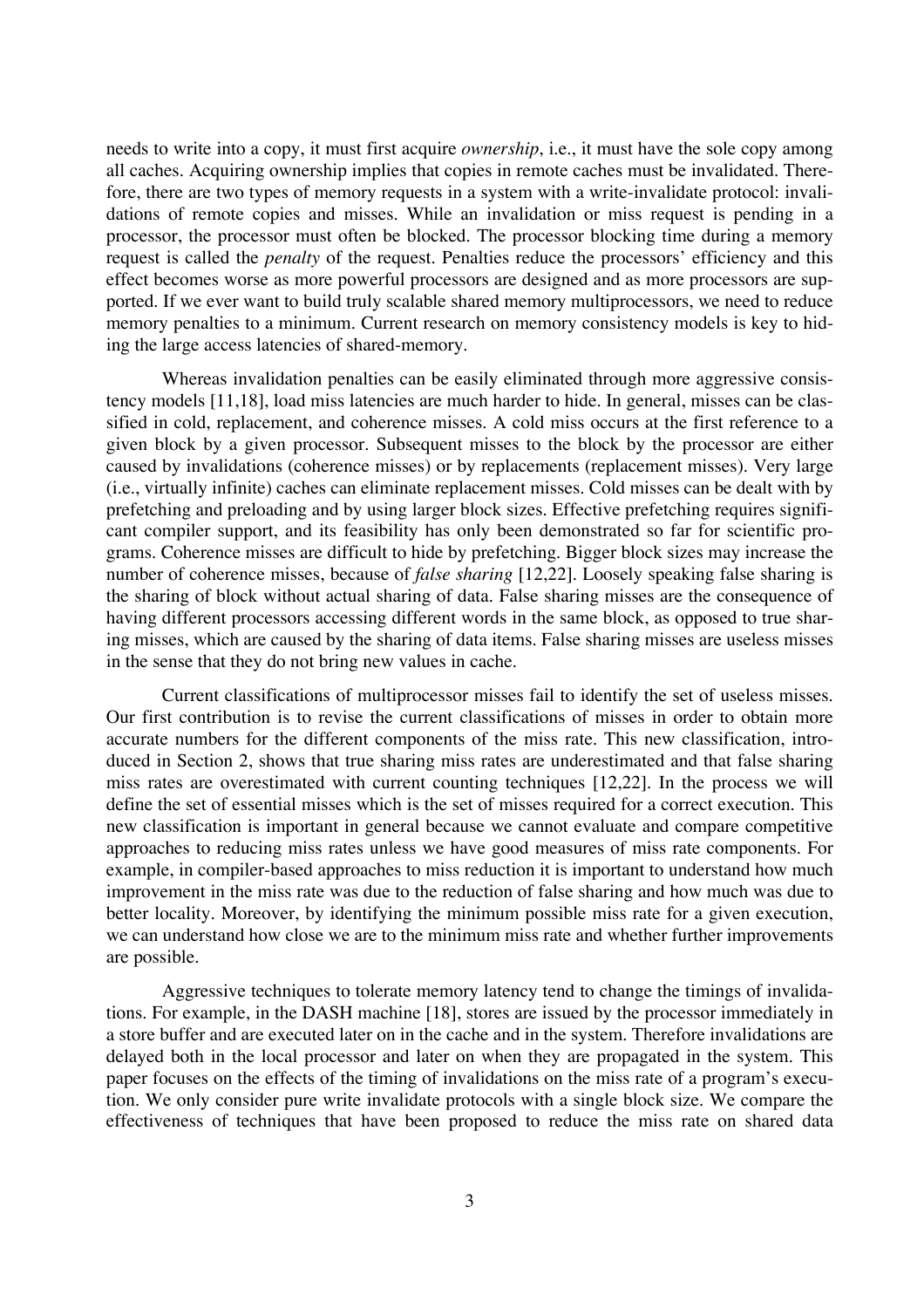needs to write into a copy, it must first acquire *ownership*, i.e., it must have the sole copy among all caches. Acquiring ownership implies that copies in remote caches must be invalidated. Therefore, there are two types of memory requests in a system with a write-invalidate protocol: invalidations of remote copies and misses. While an invalidation or miss request is pending in a processor, the processor must often be blocked. The processor blocking time during a memory request is called the *penalty* of the request. Penalties reduce the processors' efficiency and this effect becomes worse as more powerful processors are designed and as more processors are supported. If we ever want to build truly scalable shared memory multiprocessors, we need to reduce memory penalties to a minimum. Current research on memory consistency models is key to hiding the large access latencies of shared-memory.

Whereas invalidation penalties can be easily eliminated through more aggressive consistency models [11,18], load miss latencies are much harder to hide. In general, misses can be classified in cold, replacement, and coherence misses. A cold miss occurs at the first reference to a given block by a given processor. Subsequent misses to the block by the processor are either caused by invalidations (coherence misses) or by replacements (replacement misses). Very large (i.e., virtually infinite) caches can eliminate replacement misses. Cold misses can be dealt with by prefetching and preloading and by using larger block sizes. Effective prefetching requires significant compiler support, and its feasibility has only been demonstrated so far for scientific programs. Coherence misses are difficult to hide by prefetching. Bigger block sizes may increase the number of coherence misses, because of *false sharing* [12,22]. Loosely speaking false sharing is the sharing of block without actual sharing of data. False sharing misses are the consequence of having different processors accessing different words in the same block, as opposed to true sharing misses, which are caused by the sharing of data items. False sharing misses are useless misses in the sense that they do not bring new values in cache.

Current classifications of multiprocessor misses fail to identify the set of useless misses. Our first contribution is to revise the current classifications of misses in order to obtain more accurate numbers for the different components of the miss rate. This new classification, introduced in Section 2, shows that true sharing miss rates are underestimated and that false sharing miss rates are overestimated with current counting techniques [12,22]. In the process we will define the set of essential misses which is the set of misses required for a correct execution. This new classification is important in general because we cannot evaluate and compare competitive approaches to reducing miss rates unless we have good measures of miss rate components. For example, in compiler-based approaches to miss reduction it is important to understand how much improvement in the miss rate was due to the reduction of false sharing and how much was due to better locality. Moreover, by identifying the minimum possible miss rate for a given execution, we can understand how close we are to the minimum miss rate and whether further improvements are possible.

Aggressive techniques to tolerate memory latency tend to change the timings of invalidations. For example, in the DASH machine [18], stores are issued by the processor immediately in a store buffer and are executed later on in the cache and in the system. Therefore invalidations are delayed both in the local processor and later on when they are propagated in the system. This paper focuses on the effects of the timing of invalidations on the miss rate of a program's execution. We only consider pure write invalidate protocols with a single block size. We compare the effectiveness of techniques that have been proposed to reduce the miss rate on shared data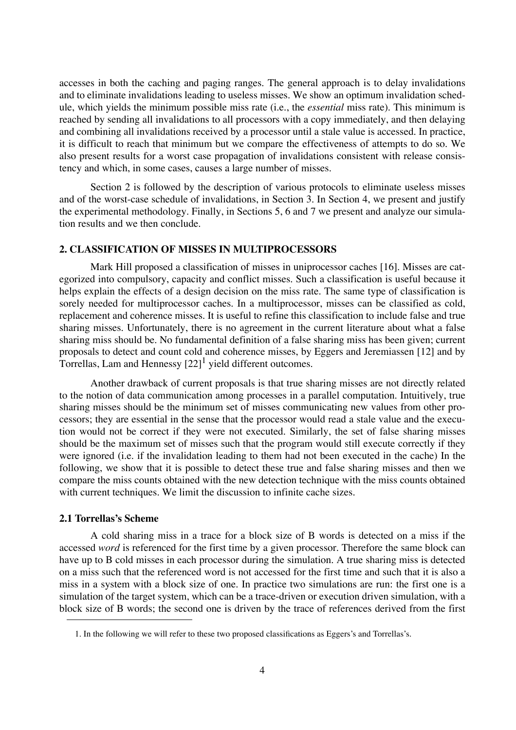accesses in both the caching and paging ranges. The general approach is to delay invalidations and to eliminate invalidations leading to useless misses. We show an optimum invalidation schedule, which yields the minimum possible miss rate (i.e., the *essential* miss rate). This minimum is reached by sending all invalidations to all processors with a copy immediately, and then delaying and combining all invalidations received by a processor until a stale value is accessed. In practice, it is difficult to reach that minimum but we compare the effectiveness of attempts to do so. We also present results for a worst case propagation of invalidations consistent with release consistency and which, in some cases, causes a large number of misses.

Section 2 is followed by the description of various protocols to eliminate useless misses and of the worst-case schedule of invalidations, in Section 3. In Section 4, we present and justify the experimental methodology. Finally, in Sections 5, 6 and 7 we present and analyze our simulation results and we then conclude.

## 2. CLASSIFICATION OF MISSES IN MULTIPROCESSORS

Mark Hill proposed a classification of misses in uniprocessor caches [16]. Misses are categorized into compulsory, capacity and conflict misses. Such a classification is useful because it helps explain the effects of a design decision on the miss rate. The same type of classification is sorely needed for multiprocessor caches. In a multiprocessor, misses can be classified as cold, replacement and coherence misses. It is useful to refine this classification to include false and true sharing misses. Unfortunately, there is no agreement in the current literature about what a false sharing miss should be. No fundamental definition of a false sharing miss has been given; current proposals to detect and count cold and coherence misses, by Eggers and Jeremiassen [12] and by Torrellas, Lam and Hennessy [22][1] yield different outcomes.

Another drawback of current proposals is that true sharing misses are not directly related to the notion of data communication among processes in a parallel computation. Intuitively, true sharing misses should be the minimum set of misses communicating new values from other processors; they are essential in the sense that the processor would read a stale value and the execution would not be correct if they were not executed. Similarly, the set of false sharing misses should be the maximum set of misses such that the program would still execute correctly if they were ignored (i.e. if the invalidation leading to them had not been executed in the cache) In the following, we show that it is possible to detect these true and false sharing misses and then we compare the miss counts obtained with the new detection technique with the miss counts obtained with current techniques. We limit the discussion to infinite cache sizes.

### 2.1 Torrellas's Scheme

A cold sharing miss in a trace for a block size of B words is detected on a miss if the accessed *word* is referenced for the first time by a given processor. Therefore the same block can have up to B cold misses in each processor during the simulation. A true sharing miss is detected on a miss such that the referenced word is not accessed for the first time and such that it is also a miss in a system with a block size of one. In practice two simulations are run: the first one is a simulation of the target system, which can be a trace-driven or execution driven simulation, with a block size of B words; the second one is driven by the trace of references derived from the first

1. In the following we will refer to these two proposed classifications as Eggers's and Torrellas's.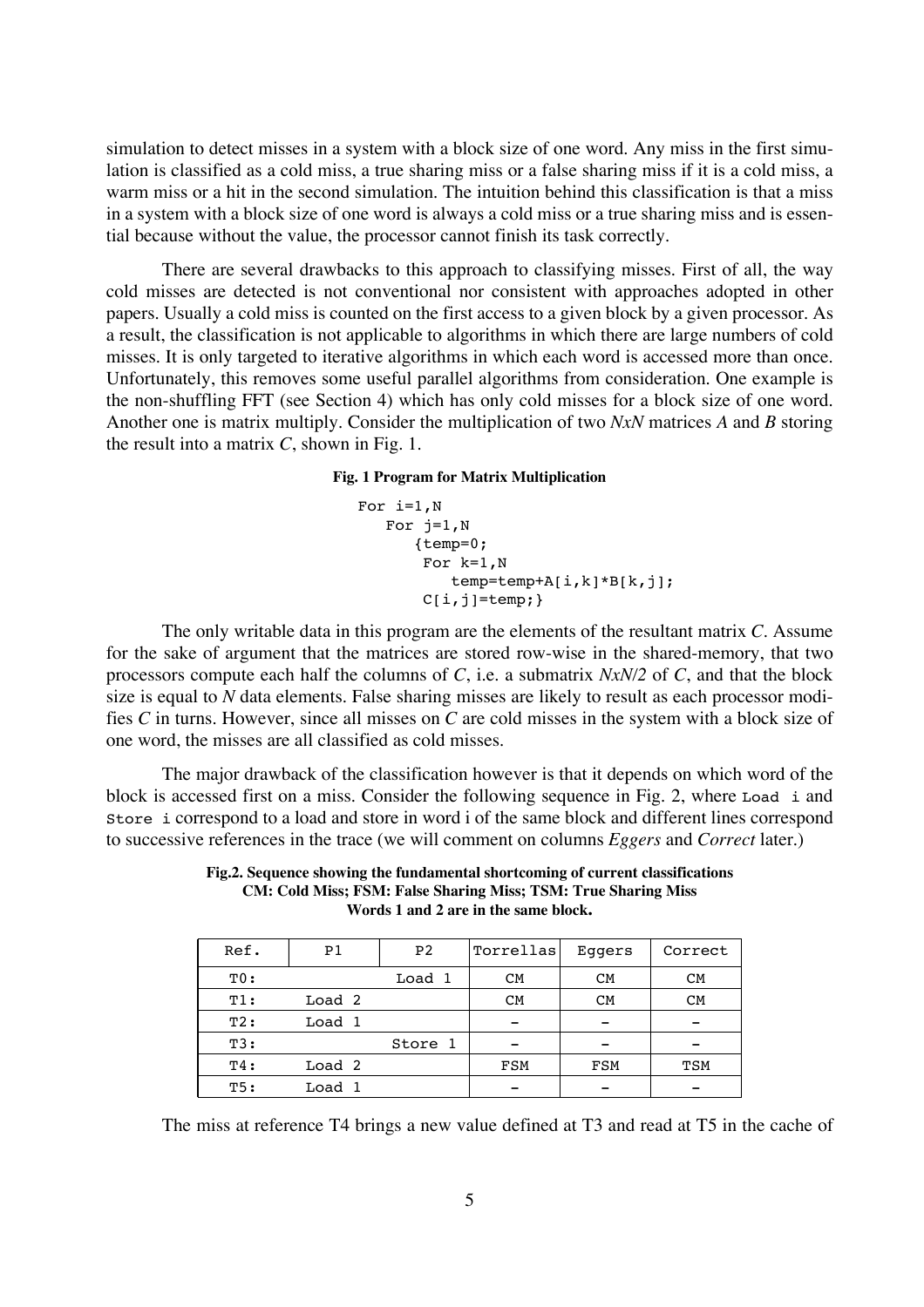simulation to detect misses in a system with a block size of one word. Any miss in the first simulation is classified as a cold miss, a true sharing miss or a false sharing miss if it is a cold miss, a warm miss or a hit in the second simulation. The intuition behind this classification is that a miss in a system with a block size of one word is always a cold miss or a true sharing miss and is essential because without the value, the processor cannot finish its task correctly.

There are several drawbacks to this approach to classifying misses. First of all, the way cold misses are detected is not conventional nor consistent with approaches adopted in other papers. Usually a cold miss is counted on the first access to a given block by a given processor. As a result, the classification is not applicable to algorithms in which there are large numbers of cold misses. It is only targeted to iterative algorithms in which each word is accessed more than once. Unfortunately, this removes some useful parallel algorithms from consideration. One example is the non-shuffling FFT (see Section 4) which has only cold misses for a block size of one word. Another one is matrix multiply. Consider the multiplication of two *NxN* matrices *A* and *B* storing the result into a matrix *C*, shown in Fig. 1.

**Fig. 1 Program for Matrix Multiplication**

```
For i=1,N
   For j=1,N
      {temp=0;
       For k=1,N
          temp=temp+A[i,k]*B[k,j];
       C[i,j]=temp;}
```

The only writable data in this program are the elements of the resultant matrix *C*. Assume for the sake of argument that the matrices are stored row-wise in the shared-memory, that two processors compute each half the columns of *C*, i.e. a submatrix *NxN/2* of *C*, and that the block size is equal to *N* data elements. False sharing misses are likely to result as each processor modifies *C* in turns. However, since all misses on *C* are cold misses in the system with a block size of one word, the misses are all classified as cold misses.

The major drawback of the classification however is that it depends on which word of the block is accessed first on a miss. Consider the following sequence in Fig. 2, where `Load i` and `Store i` correspond to a load and store in word i of the same block and different lines correspond to successive references in the trace (we will comment on columns *Eggers* and *Correct* later.)

**Fig.2. Sequence showing the fundamental shortcoming of current classifications CM: Cold Miss; FSM: False Sharing Miss; TSM: True Sharing Miss Words 1 and 2 are in the same block.**

| Ref. | P1 | P2 | Torrellas | Eggers | Correct |
|---|---|---|---|---|---|
| T0: | | Load 1 | CM | CM | CM |
| T1: | Load 2 | | CM | CM | CM |
| T2: | Load 1 | | - | - | - |
| T3: | | Store 1 | - | - | - |
| T4: | Load 2 | | FSM | FSM | TSM |
| T5: | Load 1 | | - | - | - |

The miss at reference T4 brings a new value defined at T3 and read at T5 in the cache of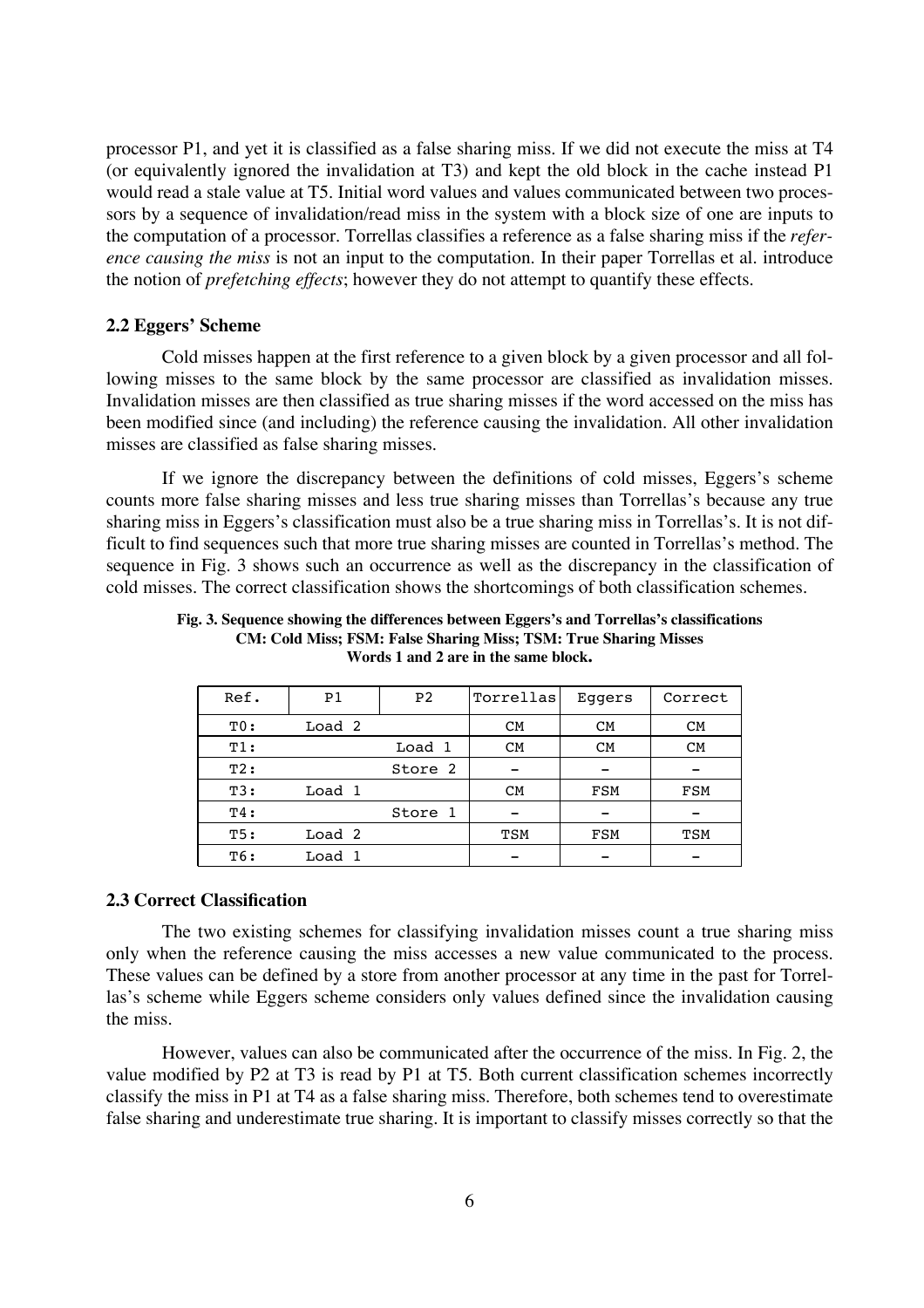processor P1, and yet it is classified as a false sharing miss. If we did not execute the miss at T4 (or equivalently ignored the invalidation at T3) and kept the old block in the cache instead P1 would read a stale value at T5. Initial word values and values communicated between two processors by a sequence of invalidation/read miss in the system with a block size of one are inputs to the computation of a processor. Torrellas classifies a reference as a false sharing miss if the *reference causing the miss* is not an input to the computation. In their paper Torrellas et al. introduce the notion of *prefetching effects*; however they do not attempt to quantify these effects.

### 2.2 Eggers' Scheme

Cold misses happen at the first reference to a given block by a given processor and all following misses to the same block by the same processor are classified as invalidation misses. Invalidation misses are then classified as true sharing misses if the word accessed on the miss has been modified since (and including) the reference causing the invalidation. All other invalidation misses are classified as false sharing misses.

If we ignore the discrepancy between the definitions of cold misses, Eggers's scheme counts more false sharing misses and less true sharing misses than Torrellas's because any true sharing miss in Eggers's classification must also be a true sharing miss in Torrellas's. It is not difficult to find sequences such that more true sharing misses are counted in Torrellas's method. The sequence in Fig. 3 shows such an occurrence as well as the discrepancy in the classification of cold misses. The correct classification shows the shortcomings of both classification schemes.

**Fig. 3. Sequence showing the differences between Eggers's and Torrellas's classifications**
**CM: Cold Miss; FSM: False Sharing Miss; TSM: True Sharing Misses**
**Words 1 and 2 are in the same block.**

| Ref. | P1 | P2 | Torrellas | Eggers | Correct |
|---|---|---|---|---|---|
| T0: | Load 2 | | CM | CM | CM |
| T1: | | Load 1 | CM | CM | CM |
| T2: | | Store 2 | - | - | - |
| T3: | Load 1 | | CM | FSM | FSM |
| T4: | | Store 1 | - | - | - |
| T5: | Load 2 | | TSM | FSM | TSM |
| T6: | Load 1 | | - | - | - |

### 2.3 Correct Classification

The two existing schemes for classifying invalidation misses count a true sharing miss only when the reference causing the miss accesses a new value communicated to the process. These values can be defined by a store from another processor at any time in the past for Torrellas's scheme while Eggers scheme considers only values defined since the invalidation causing the miss.

However, values can also be communicated after the occurrence of the miss. In Fig. 2, the value modified by P2 at T3 is read by P1 at T5. Both current classification schemes incorrectly classify the miss in P1 at T4 as a false sharing miss. Therefore, both schemes tend to overestimate false sharing and underestimate true sharing. It is important to classify misses correctly so that the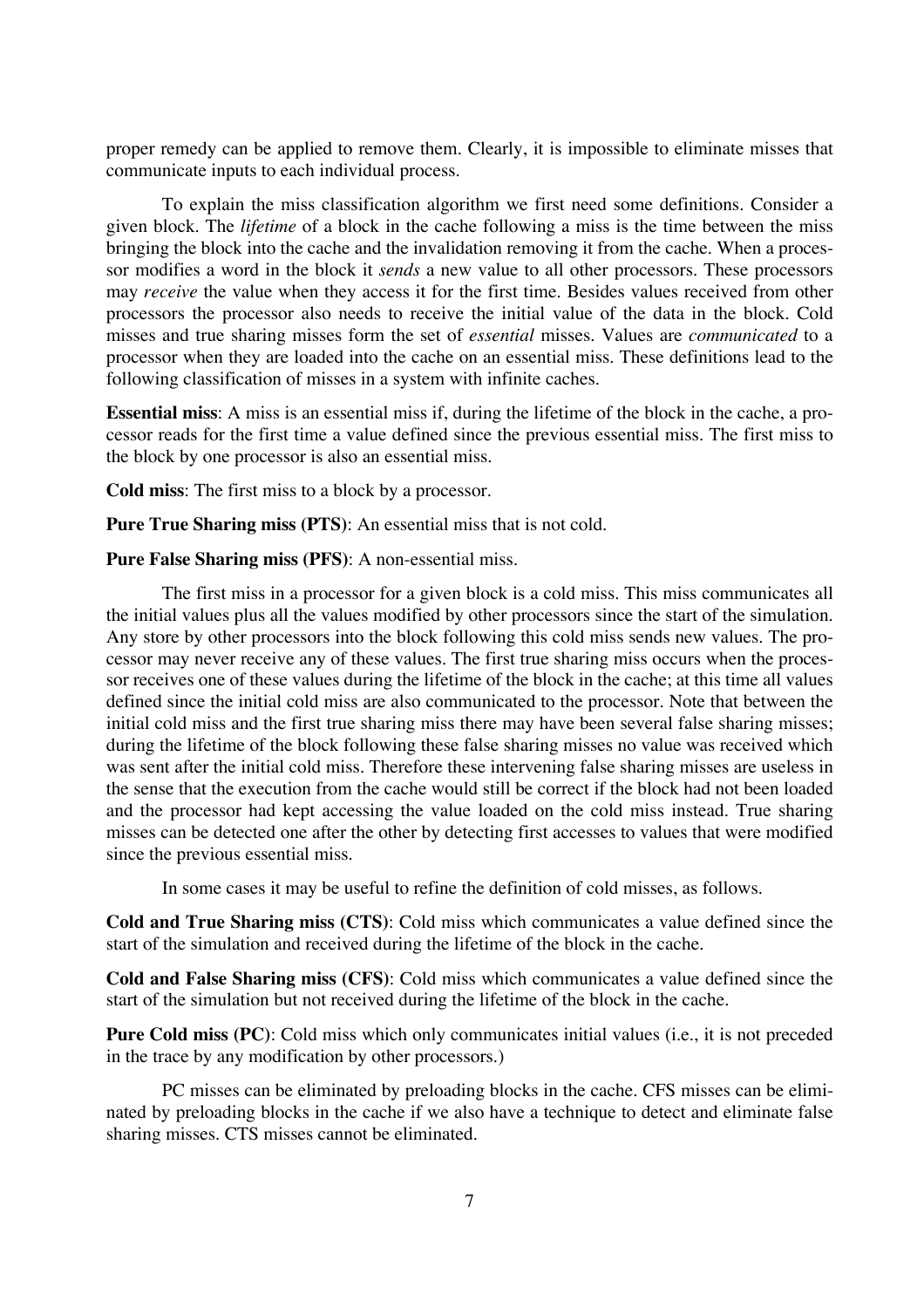proper remedy can be applied to remove them. Clearly, it is impossible to eliminate misses that communicate inputs to each individual process.

To explain the miss classification algorithm we first need some definitions. Consider a given block. The *lifetime* of a block in the cache following a miss is the time between the miss bringing the block into the cache and the invalidation removing it from the cache. When a processor modifies a word in the block it *sends* a new value to all other processors. These processors may *receive* the value when they access it for the first time. Besides values received from other processors the processor also needs to receive the initial value of the data in the block. Cold misses and true sharing misses form the set of *essential* misses. Values are *communicated* to a processor when they are loaded into the cache on an essential miss. These definitions lead to the following classification of misses in a system with infinite caches.

**Essential miss**: A miss is an essential miss if, during the lifetime of the block in the cache, a processor reads for the first time a value defined since the previous essential miss. The first miss to the block by one processor is also an essential miss.

**Cold miss**: The first miss to a block by a processor.

**Pure True Sharing miss (PTS)**: An essential miss that is not cold.

**Pure False Sharing miss (PFS)**: A non-essential miss.

The first miss in a processor for a given block is a cold miss. This miss communicates all the initial values plus all the values modified by other processors since the start of the simulation. Any store by other processors into the block following this cold miss sends new values. The processor may never receive any of these values. The first true sharing miss occurs when the processor receives one of these values during the lifetime of the block in the cache; at this time all values defined since the initial cold miss are also communicated to the processor. Note that between the initial cold miss and the first true sharing miss there may have been several false sharing misses; during the lifetime of the block following these false sharing misses no value was received which was sent after the initial cold miss. Therefore these intervening false sharing misses are useless in the sense that the execution from the cache would still be correct if the block had not been loaded and the processor had kept accessing the value loaded on the cold miss instead. True sharing misses can be detected one after the other by detecting first accesses to values that were modified since the previous essential miss.

In some cases it may be useful to refine the definition of cold misses, as follows.

**Cold and True Sharing miss (CTS)**: Cold miss which communicates a value defined since the start of the simulation and received during the lifetime of the block in the cache.

**Cold and False Sharing miss (CFS)**: Cold miss which communicates a value defined since the start of the simulation but not received during the lifetime of the block in the cache.

**Pure Cold miss (PC)**: Cold miss which only communicates initial values (i.e., it is not preceded in the trace by any modification by other processors.)

PC misses can be eliminated by preloading blocks in the cache. CFS misses can be eliminated by preloading blocks in the cache if we also have a technique to detect and eliminate false sharing misses. CTS misses cannot be eliminated.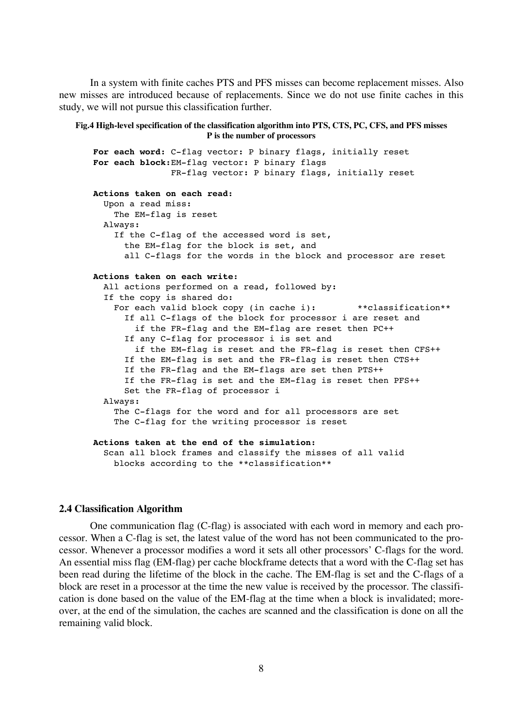In a system with finite caches PTS and PFS misses can become replacement misses. Also new misses are introduced because of replacements. Since we do not use finite caches in this study, we will not pursue this classification further.

**Fig.4 High-level specification of the classification algorithm into PTS, CTS, PC, CFS, and PFS misses**
**P is the number of processors**

```
For each word: C-flag vector: P binary flags, initially reset
For each block:EM-flag vector: P binary flags
               FR-flag vector: P binary flags, initially reset

Actions taken on each read:
  Upon a read miss:
    The EM-flag is reset
  Always:
    If the C-flag of the accessed word is set,
      the EM-flag for the block is set, and
      all C-flags for the words in the block and processor are reset

Actions taken on each write:
  All actions performed on a read, followed by:
  If the copy is shared do:
    For each valid block copy (in cache i):        **classification**
      If all C-flags of the block for processor i are reset and
        if the FR-flag and the EM-flag are reset then PC++
      If any C-flag for processor i is set and
        if the EM-flag is reset and the FR-flag is reset then CFS++
      If the EM-flag is set and the FR-flag is reset then CTS++
      If the FR-flag and the EM-flags are set then PTS++
      If the FR-flag is set and the EM-flag is reset then PFS++
      Set the FR-flag of processor i
  Always:
    The C-flags for the word and for all processors are set
    The C-flag for the writing processor is reset

Actions taken at the end of the simulation:
  Scan all block frames and classify the misses of all valid
    blocks according to the **classification**
```

### 2.4 Classification Algorithm

One communication flag (C-flag) is associated with each word in memory and each processor. When a C-flag is set, the latest value of the word has not been communicated to the processor. Whenever a processor modifies a word it sets all other processors' C-flags for the word. An essential miss flag (EM-flag) per cache blockframe detects that a word with the C-flag set has been read during the lifetime of the block in the cache. The EM-flag is set and the C-flags of a block are reset in a processor at the time the new value is received by the processor. The classification is done based on the value of the EM-flag at the time when a block is invalidated; moreover, at the end of the simulation, the caches are scanned and the classification is done on all the remaining valid block.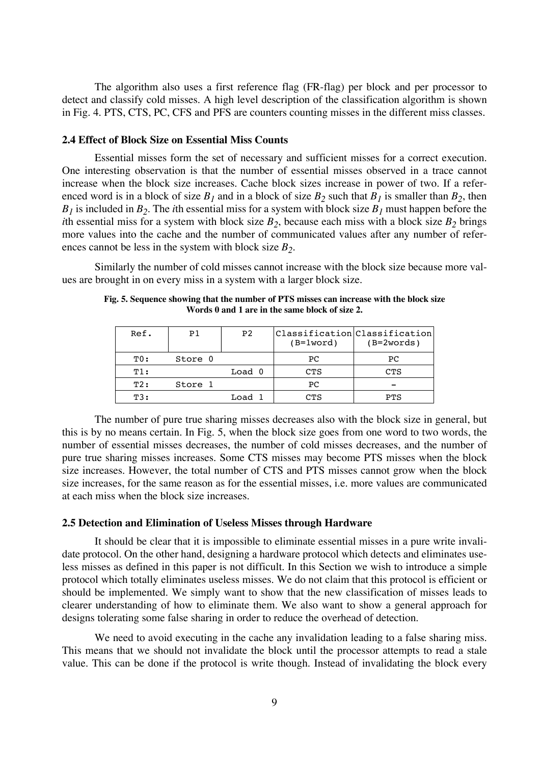The algorithm also uses a first reference flag (FR-flag) per block and per processor to detect and classify cold misses. A high level description of the classification algorithm is shown in Fig. 4. PTS, CTS, PC, CFS and PFS are counters counting misses in the different miss classes.

### 2.4 Effect of Block Size on Essential Miss Counts

Essential misses form the set of necessary and sufficient misses for a correct execution. One interesting observation is that the number of essential misses observed in a trace cannot increase when the block size increases. Cache block sizes increase in power of two. If a referenced word is in a block of size $B_1$ and in a block of size $B_2$ such that $B_1$ is smaller than $B_2$, then $B_1$ is included in $B_2$. The *i*th essential miss for a system with block size $B_1$ must happen before the *i*th essential miss for a system with block size $B_2$, because each miss with a block size $B_2$ brings more values into the cache and the number of communicated values after any number of references cannot be less in the system with block size $B_2$.

Similarly the number of cold misses cannot increase with the block size because more values are brought in on every miss in a system with a larger block size.

**Fig. 5. Sequence showing that the number of PTS misses can increase with the block size Words 0 and 1 are in the same block of size 2.**

| Ref. | P1 | P2 | Classification (B=1word) | Classification (B=2words) |
|---|---|---|---|---|
| T0: | Store 0 | | PC | PC |
| T1: | | Load 0 | CTS | CTS |
| T2: | Store 1 | | PC | - |
| T3: | | Load 1 | CTS | PTS |

The number of pure true sharing misses decreases also with the block size in general, but this is by no means certain. In Fig. 5, when the block size goes from one word to two words, the number of essential misses decreases, the number of cold misses decreases, and the number of pure true sharing misses increases. Some CTS misses may become PTS misses when the block size increases. However, the total number of CTS and PTS misses cannot grow when the block size increases, for the same reason as for the essential misses, i.e. more values are communicated at each miss when the block size increases.

### 2.5 Detection and Elimination of Useless Misses through Hardware

It should be clear that it is impossible to eliminate essential misses in a pure write invalidate protocol. On the other hand, designing a hardware protocol which detects and eliminates useless misses as defined in this paper is not difficult. In this Section we wish to introduce a simple protocol which totally eliminates useless misses. We do not claim that this protocol is efficient or should be implemented. We simply want to show that the new classification of misses leads to clearer understanding of how to eliminate them. We also want to show a general approach for designs tolerating some false sharing in order to reduce the overhead of detection.

We need to avoid executing in the cache any invalidation leading to a false sharing miss. This means that we should not invalidate the block until the processor attempts to read a stale value. This can be done if the protocol is write though. Instead of invalidating the block every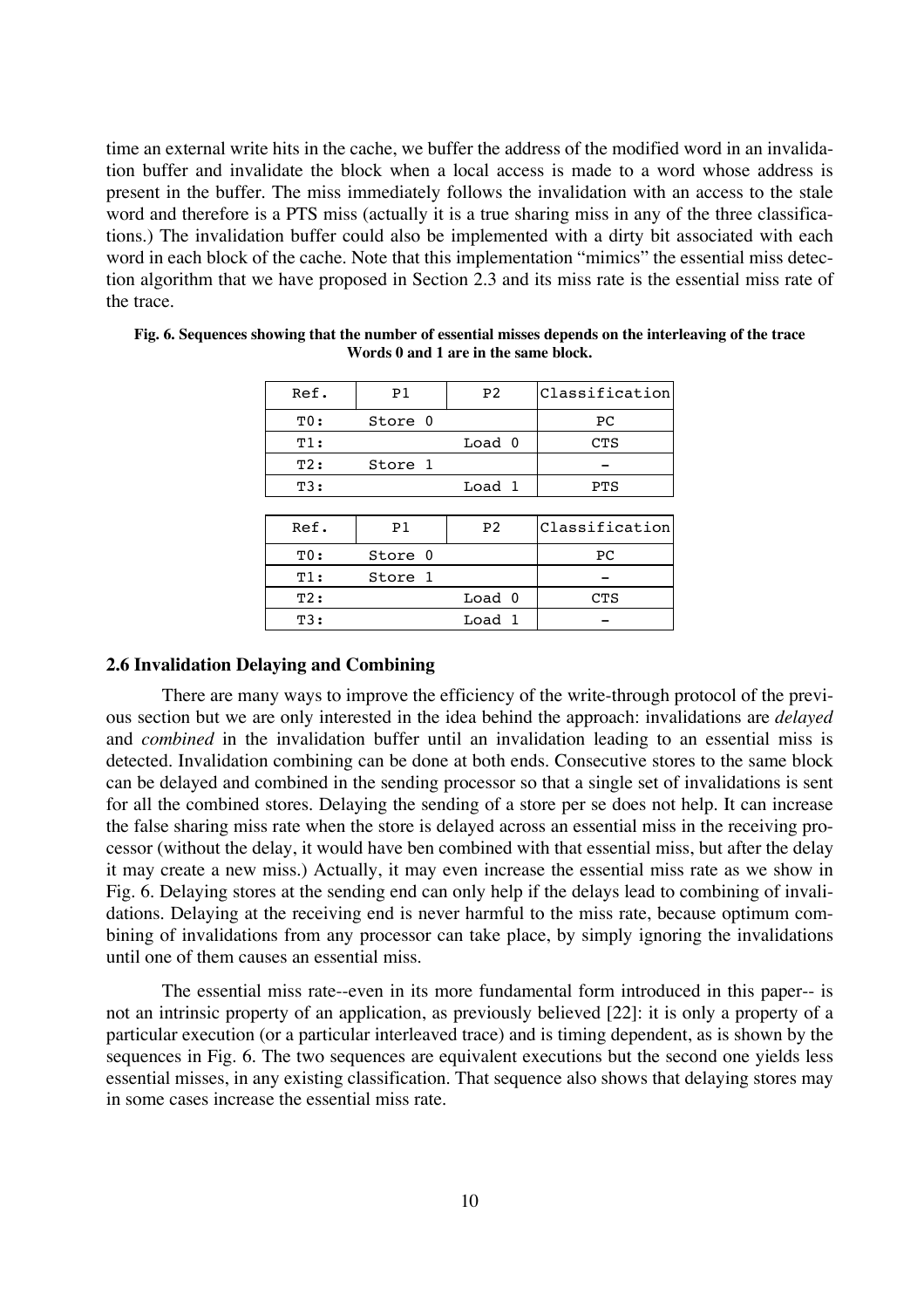time an external write hits in the cache, we buffer the address of the modified word in an invalidation buffer and invalidate the block when a local access is made to a word whose address is present in the buffer. The miss immediately follows the invalidation with an access to the stale word and therefore is a PTS miss (actually it is a true sharing miss in any of the three classifications.) The invalidation buffer could also be implemented with a dirty bit associated with each word in each block of the cache. Note that this implementation "mimics" the essential miss detection algorithm that we have proposed in Section 2.3 and its miss rate is the essential miss rate of the trace.

**Fig. 6. Sequences showing that the number of essential misses depends on the interleaving of the trace Words 0 and 1 are in the same block.**

| Ref. | P1 | P2 | Classification |
|---|---|---|---|
| T0: | Store 0 | | PC |
| T1: | | Load 0 | CTS |
| T2: | Store 1 | | - |
| T3: | | Load 1 | PTS |

| Ref. | P1 | P2 | Classification |
|---|---|---|---|
| T0: | Store 0 | | PC |
| T1: | Store 1 | | - |
| T2: | | Load 0 | CTS |
| T3: | | Load 1 | - |

### 2.6 Invalidation Delaying and Combining

There are many ways to improve the efficiency of the write-through protocol of the previous section but we are only interested in the idea behind the approach: invalidations are *delayed* and *combined* in the invalidation buffer until an invalidation leading to an essential miss is detected. Invalidation combining can be done at both ends. Consecutive stores to the same block can be delayed and combined in the sending processor so that a single set of invalidations is sent for all the combined stores. Delaying the sending of a store per se does not help. It can increase the false sharing miss rate when the store is delayed across an essential miss in the receiving processor (without the delay, it would have ben combined with that essential miss, but after the delay it may create a new miss.) Actually, it may even increase the essential miss rate as we show in Fig. 6. Delaying stores at the sending end can only help if the delays lead to combining of invalidations. Delaying at the receiving end is never harmful to the miss rate, because optimum combining of invalidations from any processor can take place, by simply ignoring the invalidations until one of them causes an essential miss.

The essential miss rate--even in its more fundamental form introduced in this paper-- is not an intrinsic property of an application, as previously believed [22]: it is only a property of a particular execution (or a particular interleaved trace) and is timing dependent, as is shown by the sequences in Fig. 6. The two sequences are equivalent executions but the second one yields less essential misses, in any existing classification. That sequence also shows that delaying stores may in some cases increase the essential miss rate.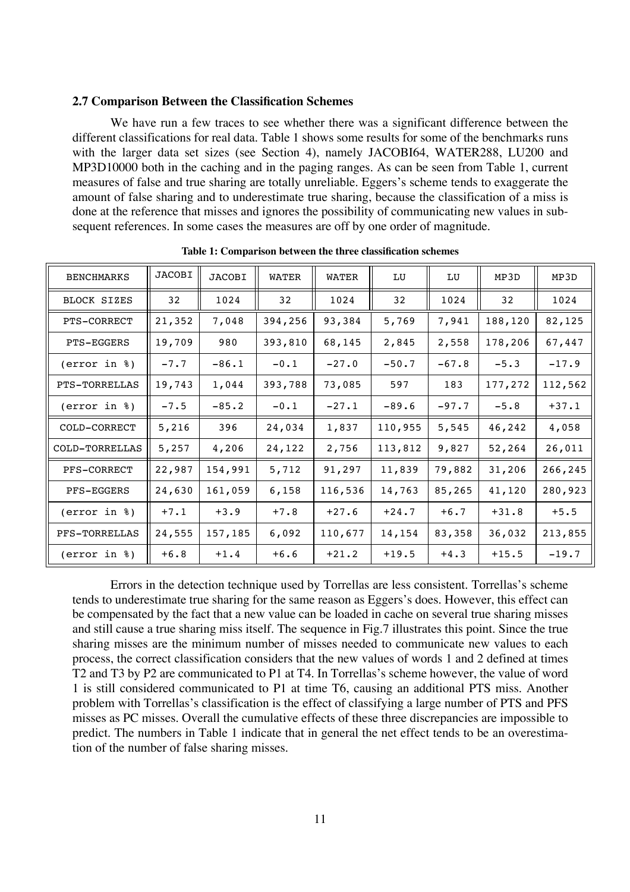### 2.7 Comparison Between the Classification Schemes

We have run a few traces to see whether there was a significant difference between the different classifications for real data. Table 1 shows some results for some of the benchmarks runs with the larger data set sizes (see Section 4), namely JACOBI64, WATER288, LU200 and MP3D10000 both in the caching and in the paging ranges. As can be seen from Table 1, current measures of false and true sharing are totally unreliable. Eggers's scheme tends to exaggerate the amount of false sharing and to underestimate true sharing, because the classification of a miss is done at the reference that misses and ignores the possibility of communicating new values in subsequent references. In some cases the measures are off by one order of magnitude.

**Table 1: Comparison between the three classification schemes**

| BENCHMARKS | JACOBI | JACOBI | WATER | WATER | LU | LU | MP3D | MP3D |
|---|---|---|---|---|---|---|---|---|
| BLOCK SIZES | 32 | 1024 | 32 | 1024 | 32 | 1024 | 32 | 1024 |
| PTS-CORRECT | 21,352 | 7,048 | 394,256 | 93,384 | 5,769 | 7,941 | 188,120 | 82,125 |
| PTS-EGGERS | 19,709 | 980 | 393,810 | 68,145 | 2,845 | 2,558 | 178,206 | 67,447 |
| (error in %) | -7.7 | -86.1 | -0.1 | -27.0 | -50.7 | -67.8 | -5.3 | -17.9 |
| PTS-TORRELLAS | 19,743 | 1,044 | 393,788 | 73,085 | 597 | 183 | 177,272 | 112,562 |
| (error in %) | -7.5 | -85.2 | -0.1 | -27.1 | -89.6 | -97.7 | -5.8 | +37.1 |
| COLD-CORRECT | 5,216 | 396 | 24,034 | 1,837 | 110,955 | 5,545 | 46,242 | 4,058 |
| COLD-TORRELLAS | 5,257 | 4,206 | 24,122 | 2,756 | 113,812 | 9,827 | 52,264 | 26,011 |
| PFS-CORRECT | 22,987 | 154,991 | 5,712 | 91,297 | 11,839 | 79,882 | 31,206 | 266,245 |
| PFS-EGGERS | 24,630 | 161,059 | 6,158 | 116,536 | 14,763 | 85,265 | 41,120 | 280,923 |
| (error in %) | +7.1 | +3.9 | +7.8 | +27.6 | +24.7 | +6.7 | +31.8 | +5.5 |
| PFS-TORRELLAS | 24,555 | 157,185 | 6,092 | 110,677 | 14,154 | 83,358 | 36,032 | 213,855 |
| (error in %) | +6.8 | +1.4 | +6.6 | +21.2 | +19.5 | +4.3 | +15.5 | -19.7 |

Errors in the detection technique used by Torrellas are less consistent. Torrellas's scheme tends to underestimate true sharing for the same reason as Eggers's does. However, this effect can be compensated by the fact that a new value can be loaded in cache on several true sharing misses and still cause a true sharing miss itself. The sequence in Fig.7 illustrates this point. Since the true sharing misses are the minimum number of misses needed to communicate new values to each process, the correct classification considers that the new values of words 1 and 2 defined at times T2 and T3 by P2 are communicated to P1 at T4. In Torrellas's scheme however, the value of word 1 is still considered communicated to P1 at time T6, causing an additional PTS miss. Another problem with Torrellas's classification is the effect of classifying a large number of PTS and PFS misses as PC misses. Overall the cumulative effects of these three discrepancies are impossible to predict. The numbers in Table 1 indicate that in general the net effect tends to be an overestimation of the number of false sharing misses.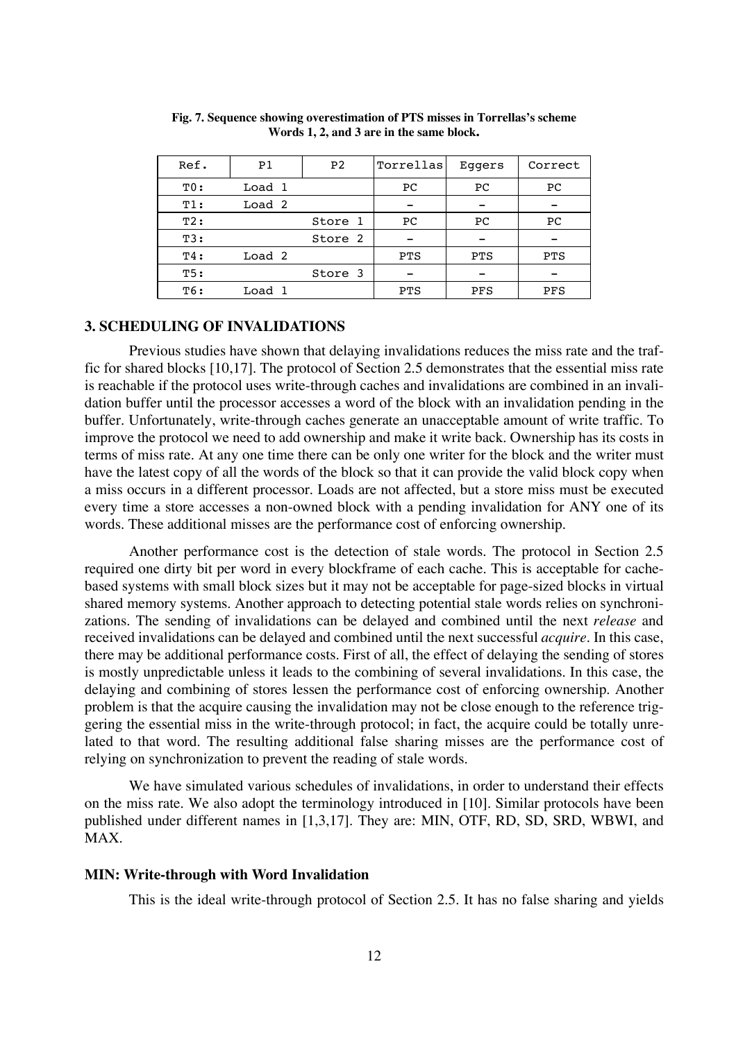**Fig. 7. Sequence showing overestimation of PTS misses in Torrellas's scheme**
**Words 1, 2, and 3 are in the same block.**

| Ref. | P1 | P2 | Torrellas | Eggers | Correct |
|---|---|---|---|---|---|
| T0: | Load 1 | | PC | PC | PC |
| T1: | Load 2 | | - | - | - |
| T2: | | Store 1 | PC | PC | PC |
| T3: | | Store 2 | - | - | - |
| T4: | Load 2 | | PTS | PTS | PTS |
| T5: | | Store 3 | - | - | - |
| T6: | Load 1 | | PTS | PFS | PFS |

## 3. SCHEDULING OF INVALIDATIONS

Previous studies have shown that delaying invalidations reduces the miss rate and the traffic for shared blocks [10,17]. The protocol of Section 2.5 demonstrates that the essential miss rate is reachable if the protocol uses write-through caches and invalidations are combined in an invalidation buffer until the processor accesses a word of the block with an invalidation pending in the buffer. Unfortunately, write-through caches generate an unacceptable amount of write traffic. To improve the protocol we need to add ownership and make it write back. Ownership has its costs in terms of miss rate. At any one time there can be only one writer for the block and the writer must have the latest copy of all the words of the block so that it can provide the valid block copy when a miss occurs in a different processor. Loads are not affected, but a store miss must be executed every time a store accesses a non-owned block with a pending invalidation for ANY one of its words. These additional misses are the performance cost of enforcing ownership.

Another performance cost is the detection of stale words. The protocol in Section 2.5 required one dirty bit per word in every blockframe of each cache. This is acceptable for cache-based systems with small block sizes but it may not be acceptable for page-sized blocks in virtual shared memory systems. Another approach to detecting potential stale words relies on synchronizations. The sending of invalidations can be delayed and combined until the next *release* and received invalidations can be delayed and combined until the next successful *acquire*. In this case, there may be additional performance costs. First of all, the effect of delaying the sending of stores is mostly unpredictable unless it leads to the combining of several invalidations. In this case, the delaying and combining of stores lessen the performance cost of enforcing ownership. Another problem is that the acquire causing the invalidation may not be close enough to the reference triggering the essential miss in the write-through protocol; in fact, the acquire could be totally unrelated to that word. The resulting additional false sharing misses are the performance cost of relying on synchronization to prevent the reading of stale words.

We have simulated various schedules of invalidations, in order to understand their effects on the miss rate. We also adopt the terminology introduced in [10]. Similar protocols have been published under different names in [1,3,17]. They are: MIN, OTF, RD, SD, SRD, WBWI, and MAX.

### MIN: Write-through with Word Invalidation

This is the ideal write-through protocol of Section 2.5. It has no false sharing and yields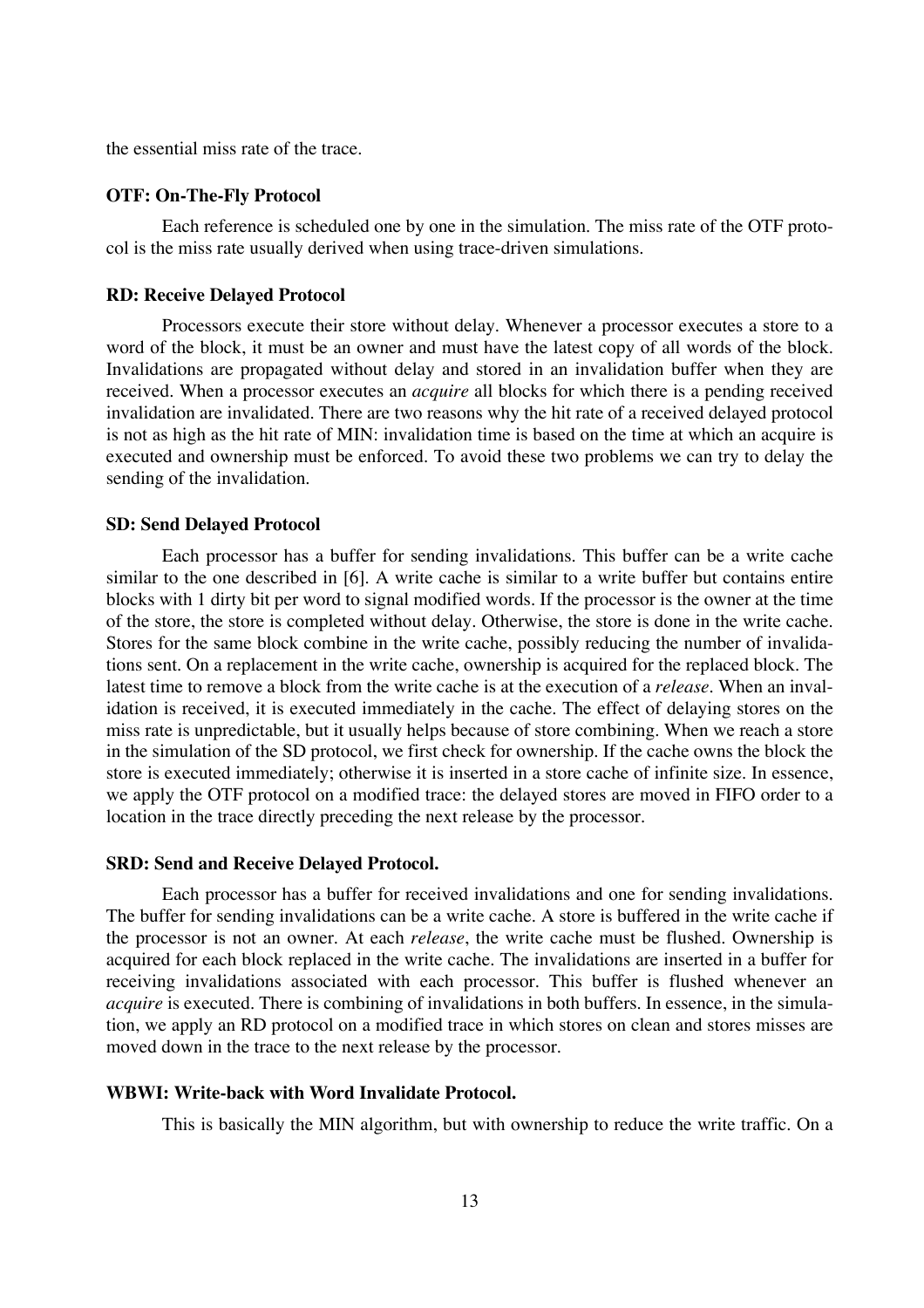the essential miss rate of the trace.

### OTF: On-The-Fly Protocol

Each reference is scheduled one by one in the simulation. The miss rate of the OTF protocol is the miss rate usually derived when using trace-driven simulations.

### RD: Receive Delayed Protocol

Processors execute their store without delay. Whenever a processor executes a store to a word of the block, it must be an owner and must have the latest copy of all words of the block. Invalidations are propagated without delay and stored in an invalidation buffer when they are received. When a processor executes an *acquire* all blocks for which there is a pending received invalidation are invalidated. There are two reasons why the hit rate of a received delayed protocol is not as high as the hit rate of MIN: invalidation time is based on the time at which an acquire is executed and ownership must be enforced. To avoid these two problems we can try to delay the sending of the invalidation.

### SD: Send Delayed Protocol

Each processor has a buffer for sending invalidations. This buffer can be a write cache similar to the one described in [6]. A write cache is similar to a write buffer but contains entire blocks with 1 dirty bit per word to signal modified words. If the processor is the owner at the time of the store, the store is completed without delay. Otherwise, the store is done in the write cache. Stores for the same block combine in the write cache, possibly reducing the number of invalidations sent. On a replacement in the write cache, ownership is acquired for the replaced block. The latest time to remove a block from the write cache is at the execution of a *release*. When an invalidation is received, it is executed immediately in the cache. The effect of delaying stores on the miss rate is unpredictable, but it usually helps because of store combining. When we reach a store in the simulation of the SD protocol, we first check for ownership. If the cache owns the block the store is executed immediately; otherwise it is inserted in a store cache of infinite size. In essence, we apply the OTF protocol on a modified trace: the delayed stores are moved in FIFO order to a location in the trace directly preceding the next release by the processor.

### SRD: Send and Receive Delayed Protocol.

Each processor has a buffer for received invalidations and one for sending invalidations. The buffer for sending invalidations can be a write cache. A store is buffered in the write cache if the processor is not an owner. At each *release*, the write cache must be flushed. Ownership is acquired for each block replaced in the write cache. The invalidations are inserted in a buffer for receiving invalidations associated with each processor. This buffer is flushed whenever an *acquire* is executed. There is combining of invalidations in both buffers. In essence, in the simulation, we apply an RD protocol on a modified trace in which stores on clean and stores misses are moved down in the trace to the next release by the processor.

### WBWI: Write-back with Word Invalidate Protocol.

This is basically the MIN algorithm, but with ownership to reduce the write traffic. On a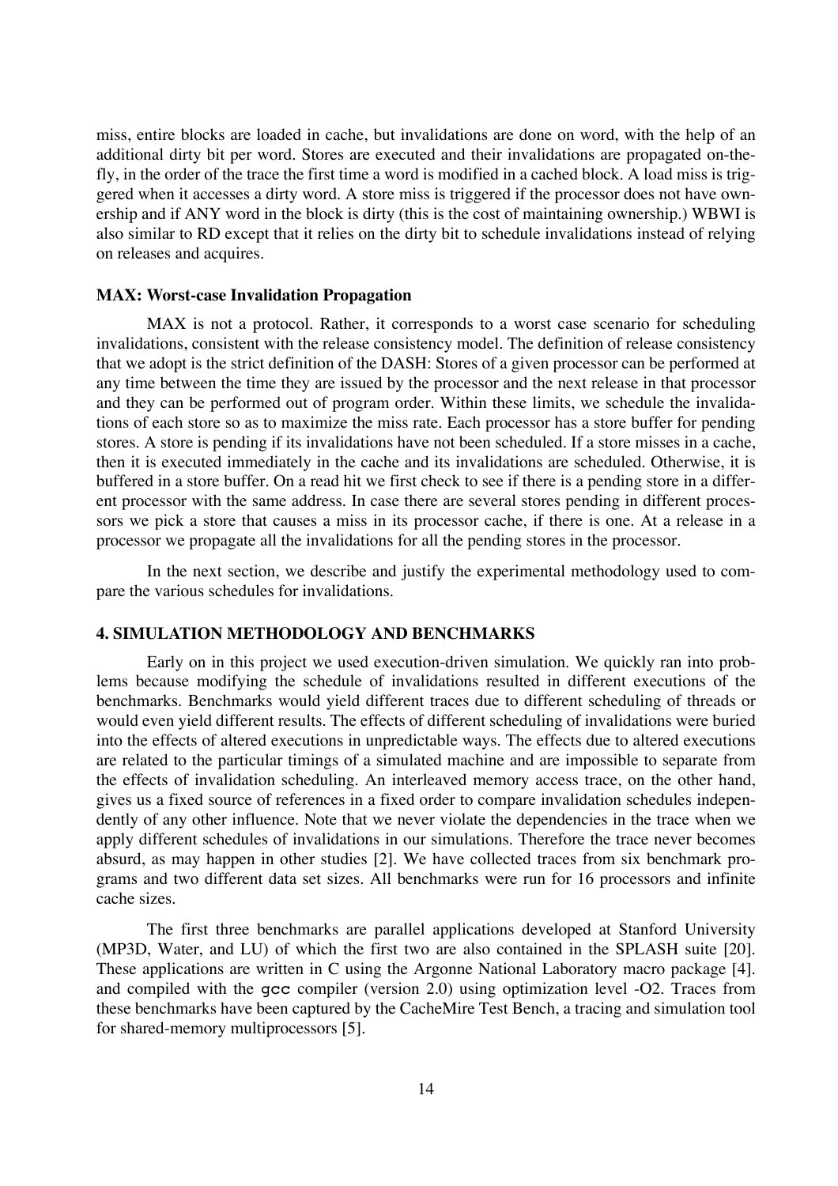miss, entire blocks are loaded in cache, but invalidations are done on word, with the help of an additional dirty bit per word. Stores are executed and their invalidations are propagated on-the-fly, in the order of the trace the first time a word is modified in a cached block. A load miss is triggered when it accesses a dirty word. A store miss is triggered if the processor does not have ownership and if ANY word in the block is dirty (this is the cost of maintaining ownership.) WBWI is also similar to RD except that it relies on the dirty bit to schedule invalidations instead of relying on releases and acquires.

### MAX: Worst-case Invalidation Propagation

MAX is not a protocol. Rather, it corresponds to a worst case scenario for scheduling invalidations, consistent with the release consistency model. The definition of release consistency that we adopt is the strict definition of the DASH: Stores of a given processor can be performed at any time between the time they are issued by the processor and the next release in that processor and they can be performed out of program order. Within these limits, we schedule the invalidations of each store so as to maximize the miss rate. Each processor has a store buffer for pending stores. A store is pending if its invalidations have not been scheduled. If a store misses in a cache, then it is executed immediately in the cache and its invalidations are scheduled. Otherwise, it is buffered in a store buffer. On a read hit we first check to see if there is a pending store in a different processor with the same address. In case there are several stores pending in different processors we pick a store that causes a miss in its processor cache, if there is one. At a release in a processor we propagate all the invalidations for all the pending stores in the processor.

In the next section, we describe and justify the experimental methodology used to compare the various schedules for invalidations.

## 4. SIMULATION METHODOLOGY AND BENCHMARKS

Early on in this project we used execution-driven simulation. We quickly ran into problems because modifying the schedule of invalidations resulted in different executions of the benchmarks. Benchmarks would yield different traces due to different scheduling of threads or would even yield different results. The effects of different scheduling of invalidations were buried into the effects of altered executions in unpredictable ways. The effects due to altered executions are related to the particular timings of a simulated machine and are impossible to separate from the effects of invalidation scheduling. An interleaved memory access trace, on the other hand, gives us a fixed source of references in a fixed order to compare invalidation schedules independently of any other influence. Note that we never violate the dependencies in the trace when we apply different schedules of invalidations in our simulations. Therefore the trace never becomes absurd, as may happen in other studies [2]. We have collected traces from six benchmark programs and two different data set sizes. All benchmarks were run for 16 processors and infinite cache sizes.

The first three benchmarks are parallel applications developed at Stanford University (MP3D, Water, and LU) of which the first two are also contained in the SPLASH suite [20]. These applications are written in C using the Argonne National Laboratory macro package [4]. and compiled with the gcc compiler (version 2.0) using optimization level -O2. Traces from these benchmarks have been captured by the CacheMire Test Bench, a tracing and simulation tool for shared-memory multiprocessors [5].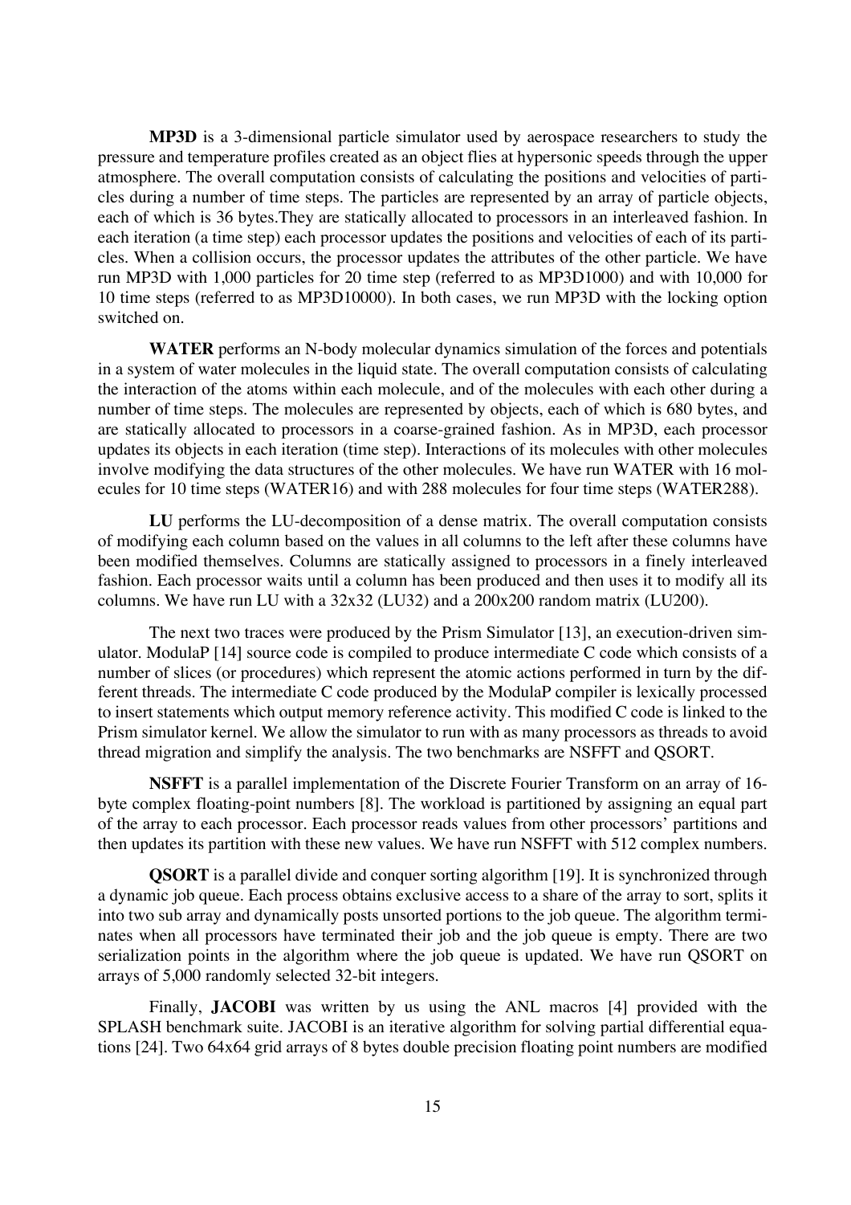**MP3D** is a 3-dimensional particle simulator used by aerospace researchers to study the pressure and temperature profiles created as an object flies at hypersonic speeds through the upper atmosphere. The overall computation consists of calculating the positions and velocities of particles during a number of time steps. The particles are represented by an array of particle objects, each of which is 36 bytes.They are statically allocated to processors in an interleaved fashion. In each iteration (a time step) each processor updates the positions and velocities of each of its particles. When a collision occurs, the processor updates the attributes of the other particle. We have run MP3D with 1,000 particles for 20 time step (referred to as MP3D1000) and with 10,000 for 10 time steps (referred to as MP3D10000). In both cases, we run MP3D with the locking option switched on.

**WATER** performs an N-body molecular dynamics simulation of the forces and potentials in a system of water molecules in the liquid state. The overall computation consists of calculating the interaction of the atoms within each molecule, and of the molecules with each other during a number of time steps. The molecules are represented by objects, each of which is 680 bytes, and are statically allocated to processors in a coarse-grained fashion. As in MP3D, each processor updates its objects in each iteration (time step). Interactions of its molecules with other molecules involve modifying the data structures of the other molecules. We have run WATER with 16 molecules for 10 time steps (WATER16) and with 288 molecules for four time steps (WATER288).

**LU** performs the LU-decomposition of a dense matrix. The overall computation consists of modifying each column based on the values in all columns to the left after these columns have been modified themselves. Columns are statically assigned to processors in a finely interleaved fashion. Each processor waits until a column has been produced and then uses it to modify all its columns. We have run LU with a 32x32 (LU32) and a 200x200 random matrix (LU200).

The next two traces were produced by the Prism Simulator [13], an execution-driven simulator. ModulaP [14] source code is compiled to produce intermediate C code which consists of a number of slices (or procedures) which represent the atomic actions performed in turn by the different threads. The intermediate C code produced by the ModulaP compiler is lexically processed to insert statements which output memory reference activity. This modified C code is linked to the Prism simulator kernel. We allow the simulator to run with as many processors as threads to avoid thread migration and simplify the analysis. The two benchmarks are NSFFT and QSORT.

**NSFFT** is a parallel implementation of the Discrete Fourier Transform on an array of 16-byte complex floating-point numbers [8]. The workload is partitioned by assigning an equal part of the array to each processor. Each processor reads values from other processors' partitions and then updates its partition with these new values. We have run NSFFT with 512 complex numbers.

**QSORT** is a parallel divide and conquer sorting algorithm [19]. It is synchronized through a dynamic job queue. Each process obtains exclusive access to a share of the array to sort, splits it into two sub array and dynamically posts unsorted portions to the job queue. The algorithm terminates when all processors have terminated their job and the job queue is empty. There are two serialization points in the algorithm where the job queue is updated. We have run QSORT on arrays of 5,000 randomly selected 32-bit integers.

Finally, **JACOBI** was written by us using the ANL macros [4] provided with the SPLASH benchmark suite. JACOBI is an iterative algorithm for solving partial differential equations [24]. Two 64x64 grid arrays of 8 bytes double precision floating point numbers are modified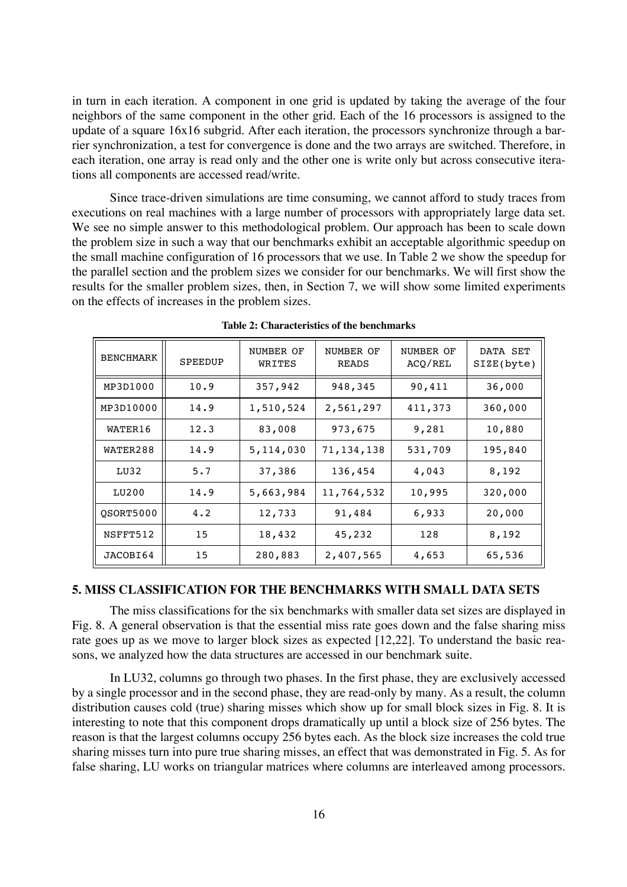in turn in each iteration. A component in one grid is updated by taking the average of the four neighbors of the same component in the other grid. Each of the 16 processors is assigned to the update of a square 16x16 subgrid. After each iteration, the processors synchronize through a barrier synchronization, a test for convergence is done and the two arrays are switched. Therefore, in each iteration, one array is read only and the other one is write only but across consecutive iterations all components are accessed read/write.

Since trace-driven simulations are time consuming, we cannot afford to study traces from executions on real machines with a large number of processors with appropriately large data set. We see no simple answer to this methodological problem. Our approach has been to scale down the problem size in such a way that our benchmarks exhibit an acceptable algorithmic speedup on the small machine configuration of 16 processors that we use. In Table 2 we show the speedup for the parallel section and the problem sizes we consider for our benchmarks. We will first show the results for the smaller problem sizes, then, in Section 7, we will show some limited experiments on the effects of increases in the problem sizes.

**Table 2: Characteristics of the benchmarks**

| BENCHMARK | SPEEDUP | NUMBER OF WRITES | NUMBER OF READS | NUMBER OF ACQ/REL | DATA SET SIZE(byte) |
|---|---|---|---|---|---|
| MP3D1000 | 10.9 | 357,942 | 948,345 | 90,411 | 36,000 |
| MP3D10000 | 14.9 | 1,510,524 | 2,561,297 | 411,373 | 360,000 |
| WATER16 | 12.3 | 83,008 | 973,675 | 9,281 | 10,880 |
| WATER288 | 14.9 | 5,114,030 | 71,134,138 | 531,709 | 195,840 |
| LU32 | 5.7 | 37,386 | 136,454 | 4,043 | 8,192 |
| LU200 | 14.9 | 5,663,984 | 11,764,532 | 10,995 | 320,000 |
| QSORT5000 | 4.2 | 12,733 | 91,484 | 6,933 | 20,000 |
| NSFFT512 | 15 | 18,432 | 45,232 | 128 | 8,192 |
| JACOBI64 | 15 | 280,883 | 2,407,565 | 4,653 | 65,536 |

## 5. MISS CLASSIFICATION FOR THE BENCHMARKS WITH SMALL DATA SETS

The miss classifications for the six benchmarks with smaller data set sizes are displayed in Fig. 8. A general observation is that the essential miss rate goes down and the false sharing miss rate goes up as we move to larger block sizes as expected [12,22]. To understand the basic reasons, we analyzed how the data structures are accessed in our benchmark suite.

In LU32, columns go through two phases. In the first phase, they are exclusively accessed by a single processor and in the second phase, they are read-only by many. As a result, the column distribution causes cold (true) sharing misses which show up for small block sizes in Fig. 8. It is interesting to note that this component drops dramatically up until a block size of 256 bytes. The reason is that the largest columns occupy 256 bytes each. As the block size increases the cold true sharing misses turn into pure true sharing misses, an effect that was demonstrated in Fig. 5. As for false sharing, LU works on triangular matrices where columns are interleaved among processors.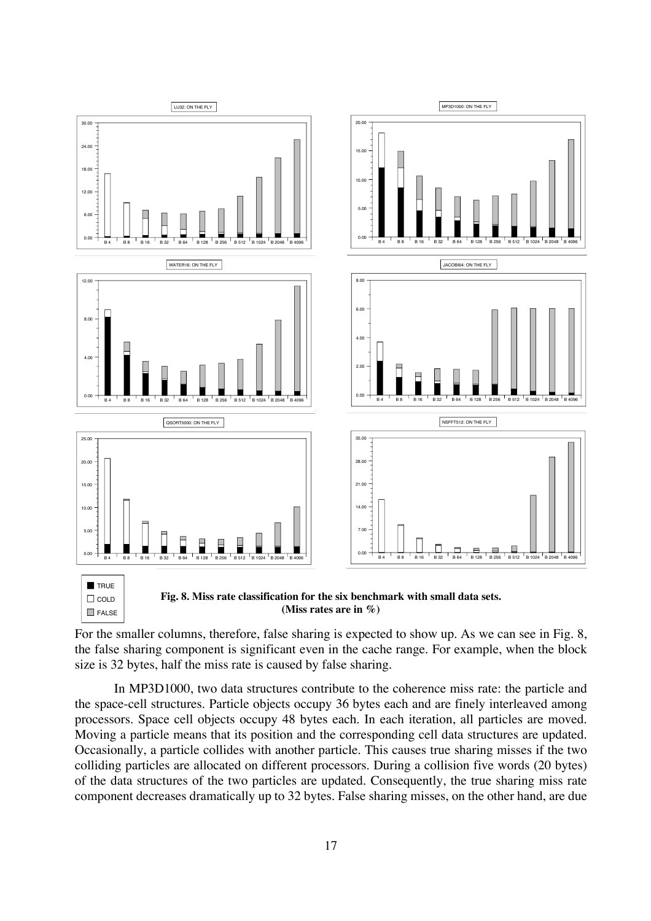LU32: ON THE FLY

30.00
24.00
18.00
12.00
6.00
0.00

B 4 B 8 B 16 B 32 B 64 B 128 B 256 B 512 B 1024 B 2048 B 4096

MP3D1000: ON THE FLY

20.00
15.00
10.00
5.00
0.00

B 4 B 8 B 16 B 32 B 64 B 128 B 256 B 512 B 1024 B 2048 B 4096

WATER16: ON THE FLY

12.00
8.00
4.00
0.00

B 4 B 8 B 16 B 32 B 64 B 128 B 256 B 512 B 1024 B 2048 B 4096

JACOBI64: ON THE FLY

8.00
6.00
4.00
2.00
0.00

B 4 B 8 B 16 B 32 B 64 B 128 B 256 B 512 B 1024 B 2048 B 4096

QSORT5000: ON THE FLY

25.00
20.00
15.00
10.00
5.00
0.00

B 4 B 8 B 16 B 32 B 64 B 128 B 256 B 512 B 1024 B 2048 B 4096

NSFFT512: ON THE FLY

35.00
28.00
21.00
14.00
7.00
0.00

B 4 B 8 B 16 B 32 B 64 B 128 B 256 B 512 B 1024 B 2048 B 4096

TRUE
COLD
FALSE

**Fig. 8. Miss rate classification for the six benchmark with small data sets. (Miss rates are in %)**

For the smaller columns, therefore, false sharing is expected to show up. As we can see in Fig. 8, the false sharing component is significant even in the cache range. For example, when the block size is 32 bytes, half the miss rate is caused by false sharing.

In MP3D1000, two data structures contribute to the coherence miss rate: the particle and the space-cell structures. Particle objects occupy 36 bytes each and are finely interleaved among processors. Space cell objects occupy 48 bytes each. In each iteration, all particles are moved. Moving a particle means that its position and the corresponding cell data structures are updated. Occasionally, a particle collides with another particle. This causes true sharing misses if the two colliding particles are allocated on different processors. During a collision five words (20 bytes) of the data structures of the two particles are updated. Consequently, the true sharing miss rate component decreases dramatically up to 32 bytes. False sharing misses, on the other hand, are due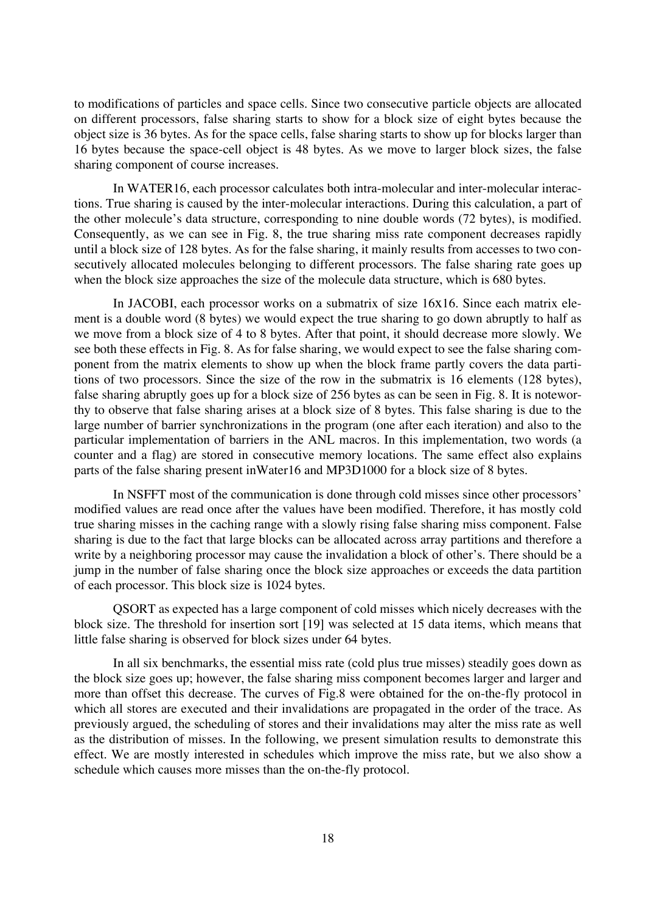to modifications of particles and space cells. Since two consecutive particle objects are allocated on different processors, false sharing starts to show for a block size of eight bytes because the object size is 36 bytes. As for the space cells, false sharing starts to show up for blocks larger than 16 bytes because the space-cell object is 48 bytes. As we move to larger block sizes, the false sharing component of course increases.

In WATER16, each processor calculates both intra-molecular and inter-molecular interactions. True sharing is caused by the inter-molecular interactions. During this calculation, a part of the other molecule's data structure, corresponding to nine double words (72 bytes), is modified. Consequently, as we can see in Fig. 8, the true sharing miss rate component decreases rapidly until a block size of 128 bytes. As for the false sharing, it mainly results from accesses to two consecutively allocated molecules belonging to different processors. The false sharing rate goes up when the block size approaches the size of the molecule data structure, which is 680 bytes.

In JACOBI, each processor works on a submatrix of size 16x16. Since each matrix element is a double word (8 bytes) we would expect the true sharing to go down abruptly to half as we move from a block size of 4 to 8 bytes. After that point, it should decrease more slowly. We see both these effects in Fig. 8. As for false sharing, we would expect to see the false sharing component from the matrix elements to show up when the block frame partly covers the data partitions of two processors. Since the size of the row in the submatrix is 16 elements (128 bytes), false sharing abruptly goes up for a block size of 256 bytes as can be seen in Fig. 8. It is noteworthy to observe that false sharing arises at a block size of 8 bytes. This false sharing is due to the large number of barrier synchronizations in the program (one after each iteration) and also to the particular implementation of barriers in the ANL macros. In this implementation, two words (a counter and a flag) are stored in consecutive memory locations. The same effect also explains parts of the false sharing present inWater16 and MP3D1000 for a block size of 8 bytes.

In NSFFT most of the communication is done through cold misses since other processors' modified values are read once after the values have been modified. Therefore, it has mostly cold true sharing misses in the caching range with a slowly rising false sharing miss component. False sharing is due to the fact that large blocks can be allocated across array partitions and therefore a write by a neighboring processor may cause the invalidation a block of other's. There should be a jump in the number of false sharing once the block size approaches or exceeds the data partition of each processor. This block size is 1024 bytes.

QSORT as expected has a large component of cold misses which nicely decreases with the block size. The threshold for insertion sort [19] was selected at 15 data items, which means that little false sharing is observed for block sizes under 64 bytes.

In all six benchmarks, the essential miss rate (cold plus true misses) steadily goes down as the block size goes up; however, the false sharing miss component becomes larger and larger and more than offset this decrease. The curves of Fig.8 were obtained for the on-the-fly protocol in which all stores are executed and their invalidations are propagated in the order of the trace. As previously argued, the scheduling of stores and their invalidations may alter the miss rate as well as the distribution of misses. In the following, we present simulation results to demonstrate this effect. We are mostly interested in schedules which improve the miss rate, but we also show a schedule which causes more misses than the on-the-fly protocol.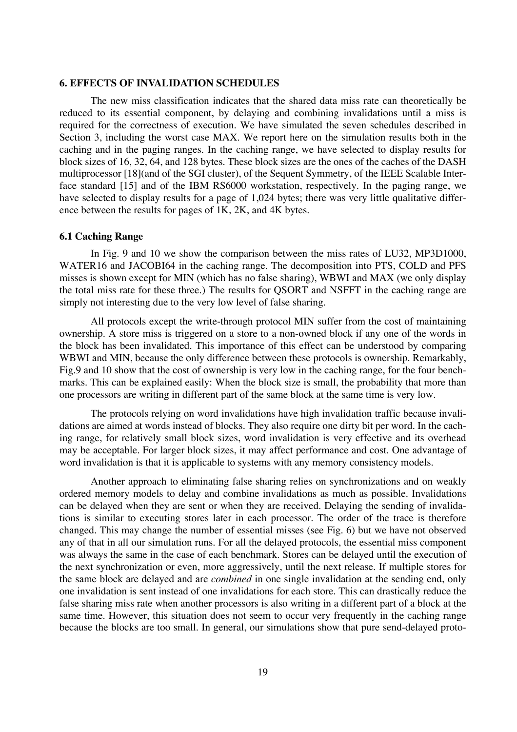## 6. EFFECTS OF INVALIDATION SCHEDULES

The new miss classification indicates that the shared data miss rate can theoretically be reduced to its essential component, by delaying and combining invalidations until a miss is required for the correctness of execution. We have simulated the seven schedules described in Section 3, including the worst case MAX. We report here on the simulation results both in the caching and in the paging ranges. In the caching range, we have selected to display results for block sizes of 16, 32, 64, and 128 bytes. These block sizes are the ones of the caches of the DASH multiprocessor [18](and of the SGI cluster), of the Sequent Symmetry, of the IEEE Scalable Interface standard [15] and of the IBM RS6000 workstation, respectively. In the paging range, we have selected to display results for a page of 1,024 bytes; there was very little qualitative difference between the results for pages of 1K, 2K, and 4K bytes.

### 6.1 Caching Range

In Fig. 9 and 10 we show the comparison between the miss rates of LU32, MP3D1000, WATER16 and JACOBI64 in the caching range. The decomposition into PTS, COLD and PFS misses is shown except for MIN (which has no false sharing), WBWI and MAX (we only display the total miss rate for these three.) The results for QSORT and NSFFT in the caching range are simply not interesting due to the very low level of false sharing.

All protocols except the write-through protocol MIN suffer from the cost of maintaining ownership. A store miss is triggered on a store to a non-owned block if any one of the words in the block has been invalidated. This importance of this effect can be understood by comparing WBWI and MIN, because the only difference between these protocols is ownership. Remarkably, Fig.9 and 10 show that the cost of ownership is very low in the caching range, for the four benchmarks. This can be explained easily: When the block size is small, the probability that more than one processors are writing in different part of the same block at the same time is very low.

The protocols relying on word invalidations have high invalidation traffic because invalidations are aimed at words instead of blocks. They also require one dirty bit per word. In the caching range, for relatively small block sizes, word invalidation is very effective and its overhead may be acceptable. For larger block sizes, it may affect performance and cost. One advantage of word invalidation is that it is applicable to systems with any memory consistency models.

Another approach to eliminating false sharing relies on synchronizations and on weakly ordered memory models to delay and combine invalidations as much as possible. Invalidations can be delayed when they are sent or when they are received. Delaying the sending of invalidations is similar to executing stores later in each processor. The order of the trace is therefore changed. This may change the number of essential misses (see Fig. 6) but we have not observed any of that in all our simulation runs. For all the delayed protocols, the essential miss component was always the same in the case of each benchmark. Stores can be delayed until the execution of the next synchronization or even, more aggressively, until the next release. If multiple stores for the same block are delayed and are *combined* in one single invalidation at the sending end, only one invalidation is sent instead of one invalidations for each store. This can drastically reduce the false sharing miss rate when another processors is also writing in a different part of a block at the same time. However, this situation does not seem to occur very frequently in the caching range because the blocks are too small. In general, our simulations show that pure send-delayed proto-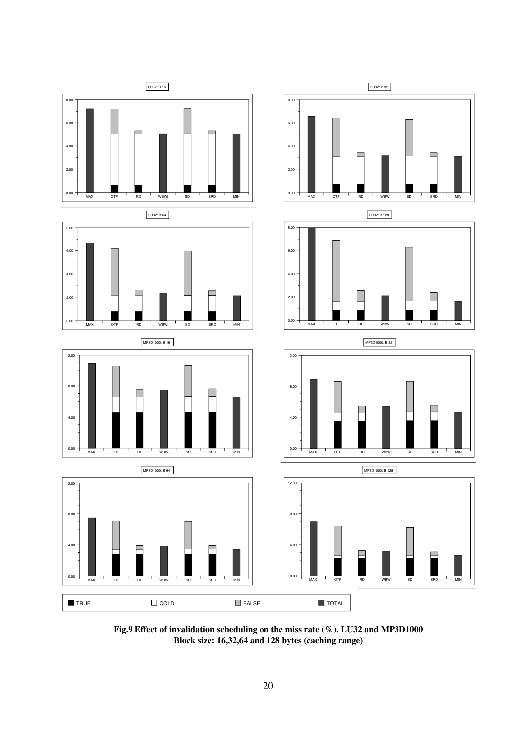LU32: B 16

8.00
6.00
4.00
2.00
0.00

MAX OTF RD WBWI SD SRD MIN

LU32: B 32

8.00
6.00
4.00
2.00
0.00

MAX OTF RD WBWI SD SRD MIN

LU32: B 64

8.00
6.00
4.00
2.00
0.00

MAX OTF RD WBWI SD SRD MIN

LU32: B 128

8.00
6.00
4.00
2.00
0.00

MAX OTF RD WBWI SD SRD MIN

MP3D1000: B 16

12.00
8.00
4.00
0.00

MAX OTF RD WBWI SD SRD MIN

MP3D1000: B 32

12.00
8.00
4.00
0.00

MAX OTF RD WBWI SD SRD MIN

MP3D1000: B 64

12.00
8.00
4.00
0.00

MAX OTF RD WBWI SD SRD MIN

MP3D1000: B 128

12.00
8.00
4.00
0.00

MAX OTF RD WBWI SD SRD MIN

TRUE COLD FALSE TOTAL

**Fig.9 Effect of invalidation scheduling on the miss rate (%). LU32 and MP3D1000**
**Block size: 16,32,64 and 128 bytes (caching range)**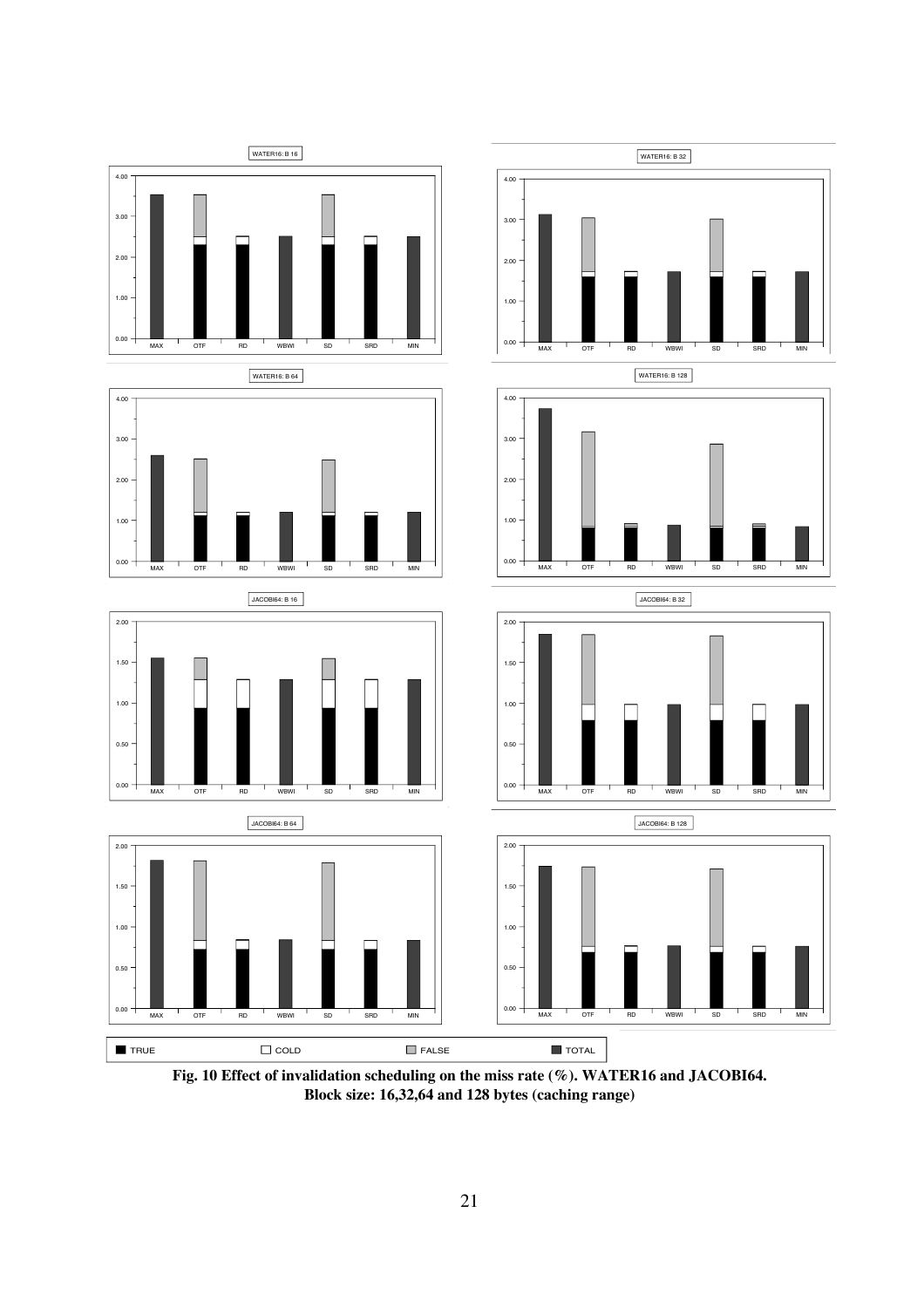WATER16: B 16

4.00
3.00
2.00
1.00
0.00

MAX OTF RD WBWI SD SRD MIN

WATER16: B 32

4.00
3.00
2.00
1.00
0.00

MAX OTF RD WBWI SD SRD MIN

WATER16: B 64

4.00
3.00
2.00
1.00
0.00

MAX OTF RD WBWI SD SRD MIN

WATER16: B 128

4.00
3.00
2.00
1.00
0.00

MAX OTF RD WBWI SD SRD MIN

JACOBI64: B 16

2.00
1.50
1.00
0.50
0.00

MAX OTF RD WBWI SD SRD MIN

JACOBI64: B 32

2.00
1.50
1.00
0.50
0.00

MAX OTF RD WBWI SD SRD MIN

JACOBI64: B 64

2.00
1.50
1.00
0.50
0.00

MAX OTF RD WBWI SD SRD MIN

JACOBI64: B 128

2.00
1.50
1.00
0.50
0.00

MAX OTF RD WBWI SD SRD MIN

TRUE COLD FALSE TOTAL

**Fig. 10 Effect of invalidation scheduling on the miss rate (%). WATER16 and JACOBI64. Block size: 16,32,64 and 128 bytes (caching range)**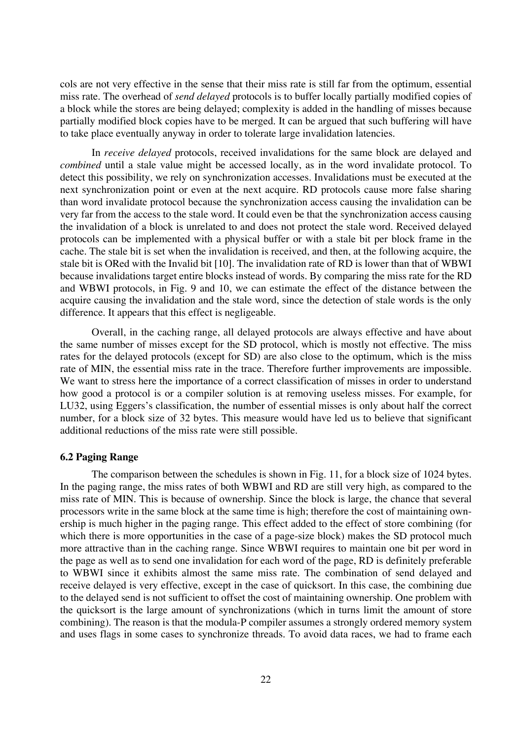cols are not very effective in the sense that their miss rate is still far from the optimum, essential miss rate. The overhead of *send delayed* protocols is to buffer locally partially modified copies of a block while the stores are being delayed; complexity is added in the handling of misses because partially modified block copies have to be merged. It can be argued that such buffering will have to take place eventually anyway in order to tolerate large invalidation latencies.

In *receive delayed* protocols, received invalidations for the same block are delayed and *combined* until a stale value might be accessed locally, as in the word invalidate protocol. To detect this possibility, we rely on synchronization accesses. Invalidations must be executed at the next synchronization point or even at the next acquire. RD protocols cause more false sharing than word invalidate protocol because the synchronization access causing the invalidation can be very far from the access to the stale word. It could even be that the synchronization access causing the invalidation of a block is unrelated to and does not protect the stale word. Received delayed protocols can be implemented with a physical buffer or with a stale bit per block frame in the cache. The stale bit is set when the invalidation is received, and then, at the following acquire, the stale bit is ORed with the Invalid bit [10]. The invalidation rate of RD is lower than that of WBWI because invalidations target entire blocks instead of words. By comparing the miss rate for the RD and WBWI protocols, in Fig. 9 and 10, we can estimate the effect of the distance between the acquire causing the invalidation and the stale word, since the detection of stale words is the only difference. It appears that this effect is negligeable.

Overall, in the caching range, all delayed protocols are always effective and have about the same number of misses except for the SD protocol, which is mostly not effective. The miss rates for the delayed protocols (except for SD) are also close to the optimum, which is the miss rate of MIN, the essential miss rate in the trace. Therefore further improvements are impossible. We want to stress here the importance of a correct classification of misses in order to understand how good a protocol is or a compiler solution is at removing useless misses. For example, for LU32, using Eggers's classification, the number of essential misses is only about half the correct number, for a block size of 32 bytes. This measure would have led us to believe that significant additional reductions of the miss rate were still possible.

### 6.2 Paging Range

The comparison between the schedules is shown in Fig. 11, for a block size of 1024 bytes. In the paging range, the miss rates of both WBWI and RD are still very high, as compared to the miss rate of MIN. This is because of ownership. Since the block is large, the chance that several processors write in the same block at the same time is high; therefore the cost of maintaining ownership is much higher in the paging range. This effect added to the effect of store combining (for which there is more opportunities in the case of a page-size block) makes the SD protocol much more attractive than in the caching range. Since WBWI requires to maintain one bit per word in the page as well as to send one invalidation for each word of the page, RD is definitely preferable to WBWI since it exhibits almost the same miss rate. The combination of send delayed and receive delayed is very effective, except in the case of quicksort. In this case, the combining due to the delayed send is not sufficient to offset the cost of maintaining ownership. One problem with the quicksort is the large amount of synchronizations (which in turns limit the amount of store combining). The reason is that the modula-P compiler assumes a strongly ordered memory system and uses flags in some cases to synchronize threads. To avoid data races, we had to frame each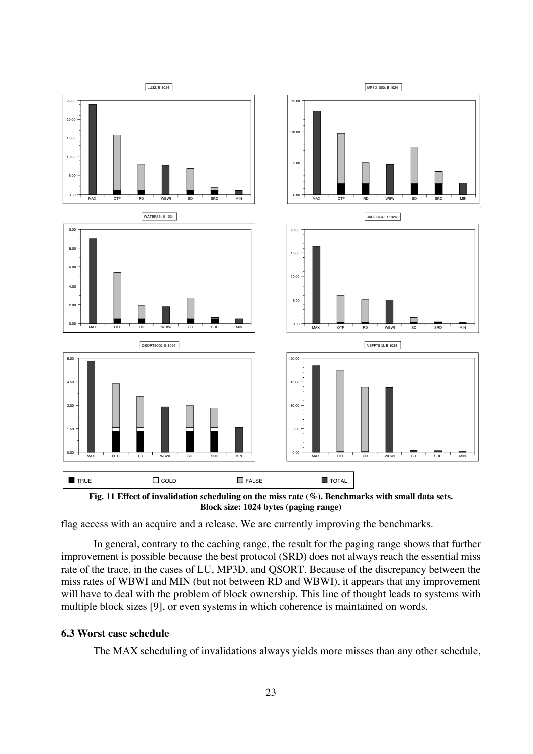LU32: B 1024

25.00
20.00
15.00
10.00
5.00
0.00

MAX OTF RD WBWI SD SRD MIN

MP3D1000: B 1024

15.00
10.00
5.00
0.00

MAX OTF RD WBWI SD SRD MIN

WATER16: B 1024

10.00
8.00
6.00
4.00
2.00
0.00

MAX OTF RD WBWI SD SRD MIN

JACOBI64: B 1024

20.00
15.00
10.00
5.00
0.00

MAX OTF RD WBWI SD SRD MIN

QSORT5000: B 1024

6.00
4.50
3.00
1.50
0.00

MAX OTF RD WBWI SD SRD MIN

NSFFT512: B 1024

20.00
15.00
10.00
5.00
0.00

MAX OTF RD WBWI SD SRD MIN

TRUE COLD FALSE TOTAL

**Fig. 11 Effect of invalidation scheduling on the miss rate (%). Benchmarks with small data sets. Block size: 1024 bytes (paging range)**

flag access with an acquire and a release. We are currently improving the benchmarks.

In general, contrary to the caching range, the result for the paging range shows that further improvement is possible because the best protocol (SRD) does not always reach the essential miss rate of the trace, in the cases of LU, MP3D, and QSORT. Because of the discrepancy between the miss rates of WBWI and MIN (but not between RD and WBWI), it appears that any improvement will have to deal with the problem of block ownership. This line of thought leads to systems with multiple block sizes [9], or even systems in which coherence is maintained on words.

### 6.3 Worst case schedule

The MAX scheduling of invalidations always yields more misses than any other schedule,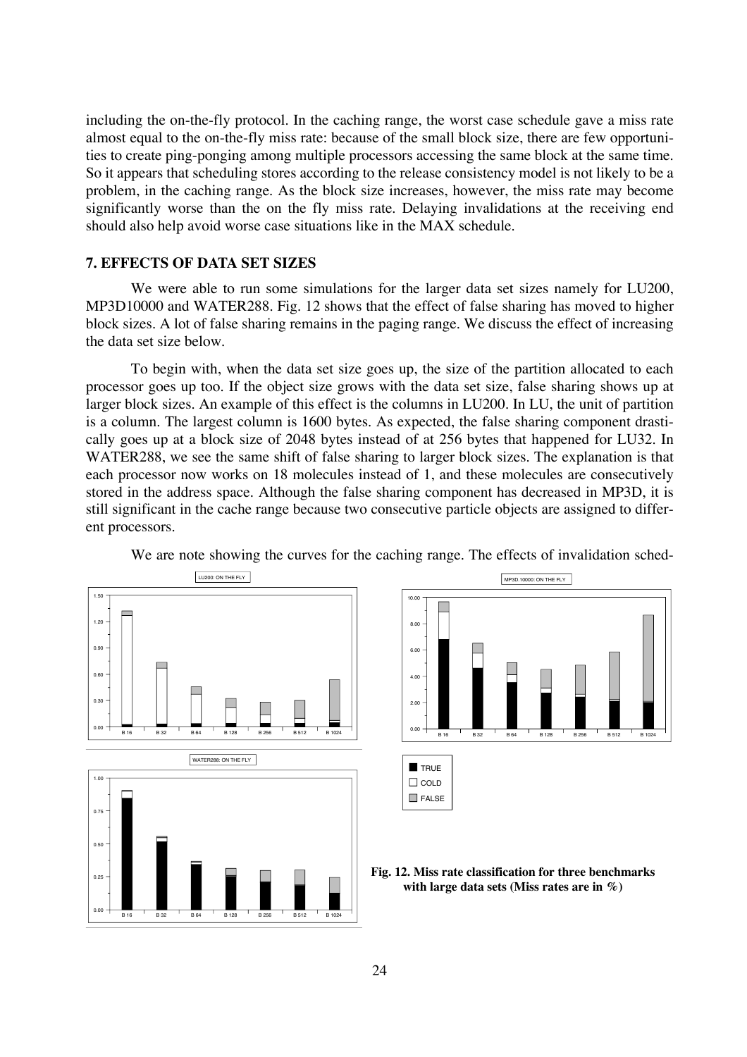including the on-the-fly protocol. In the caching range, the worst case schedule gave a miss rate almost equal to the on-the-fly miss rate: because of the small block size, there are few opportunities to create ping-ponging among multiple processors accessing the same block at the same time. So it appears that scheduling stores according to the release consistency model is not likely to be a problem, in the caching range. As the block size increases, however, the miss rate may become significantly worse than the on the fly miss rate. Delaying invalidations at the receiving end should also help avoid worse case situations like in the MAX schedule.

## 7. EFFECTS OF DATA SET SIZES

We were able to run some simulations for the larger data set sizes namely for LU200, MP3D10000 and WATER288. Fig. 12 shows that the effect of false sharing has moved to higher block sizes. A lot of false sharing remains in the paging range. We discuss the effect of increasing the data set size below.

To begin with, when the data set size goes up, the size of the partition allocated to each processor goes up too. If the object size grows with the data set size, false sharing shows up at larger block sizes. An example of this effect is the columns in LU200. In LU, the unit of partition is a column. The largest column is 1600 bytes. As expected, the false sharing component drastically goes up at a block size of 2048 bytes instead of at 256 bytes that happened for LU32. In WATER288, we see the same shift of false sharing to larger block sizes. The explanation is that each processor now works on 18 molecules instead of 1, and these molecules are consecutively stored in the address space. Although the false sharing component has decreased in MP3D, it is still significant in the cache range because two consecutive particle objects are assigned to different processors.

We are note showing the curves for the caching range. The effects of invalidation sched-

LU200: ON THE FLY

1.50
1.20
0.90
0.60
0.30
0.00

B 16 B 32 B 64 B 128 B 256 B 512 B 1024

MP3D.10000: ON THE FLY

10.00
8.00
6.00
4.00
2.00
0.00

B 16 B 32 B 64 B 128 B 256 B 512 B 1024

WATER288: ON THE FLY

1.00
0.75
0.50
0.25
0.00

B 16 B 32 B 64 B 128 B 256 B 512 B 1024

TRUE
COLD
FALSE

**Fig. 12. Miss rate classification for three benchmarks with large data sets (Miss rates are in %)**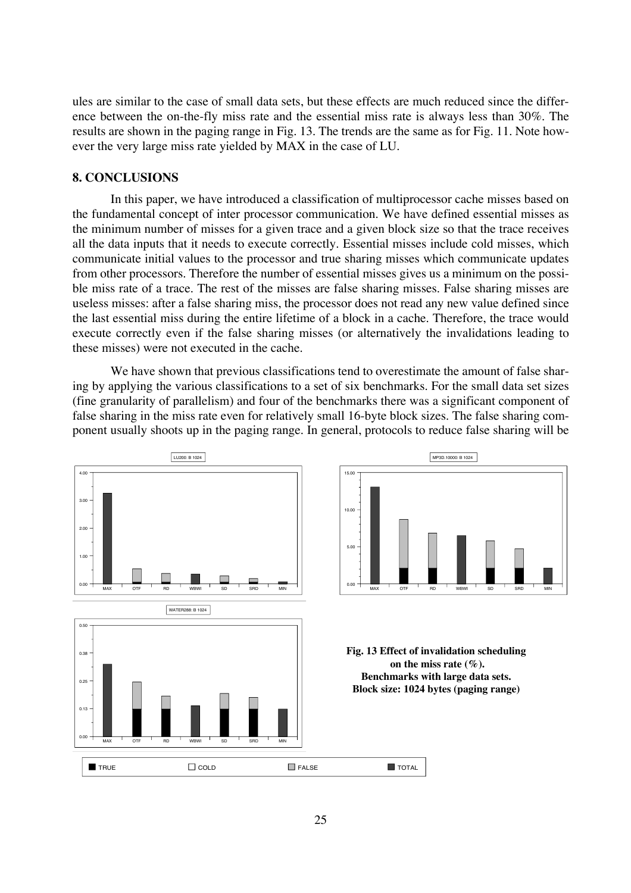ules are similar to the case of small data sets, but these effects are much reduced since the difference between the on-the-fly miss rate and the essential miss rate is always less than 30%. The results are shown in the paging range in Fig. 13. The trends are the same as for Fig. 11. Note however the very large miss rate yielded by MAX in the case of LU.

## 8. CONCLUSIONS

In this paper, we have introduced a classification of multiprocessor cache misses based on the fundamental concept of inter processor communication. We have defined essential misses as the minimum number of misses for a given trace and a given block size so that the trace receives all the data inputs that it needs to execute correctly. Essential misses include cold misses, which communicate initial values to the processor and true sharing misses which communicate updates from other processors. Therefore the number of essential misses gives us a minimum on the possible miss rate of a trace. The rest of the misses are false sharing misses. False sharing misses are useless misses: after a false sharing miss, the processor does not read any new value defined since the last essential miss during the entire lifetime of a block in a cache. Therefore, the trace would execute correctly even if the false sharing misses (or alternatively the invalidations leading to these misses) were not executed in the cache.

We have shown that previous classifications tend to overestimate the amount of false sharing by applying the various classifications to a set of six benchmarks. For the small data set sizes (fine granularity of parallelism) and four of the benchmarks there was a significant component of false sharing in the miss rate even for relatively small 16-byte block sizes. The false sharing component usually shoots up in the paging range. In general, protocols to reduce false sharing will be

LU200: B 1024

4.00
3.00
2.00
1.00
0.00
MAX OTF RD WBWI SD SRD MIN

MP3D.10000: B 1024

15.00
10.00
5.00
0.00
MAX OTF RD WBWI SD SRD MIN

WATER288: B 1024

0.50
0.38
0.25
0.13
0.00
MAX OTF RD WBWI SD SRD MIN

TRUE COLD FALSE TOTAL

**Fig. 13 Effect of invalidation scheduling on the miss rate (%). Benchmarks with large data sets. Block size: 1024 bytes (paging range)**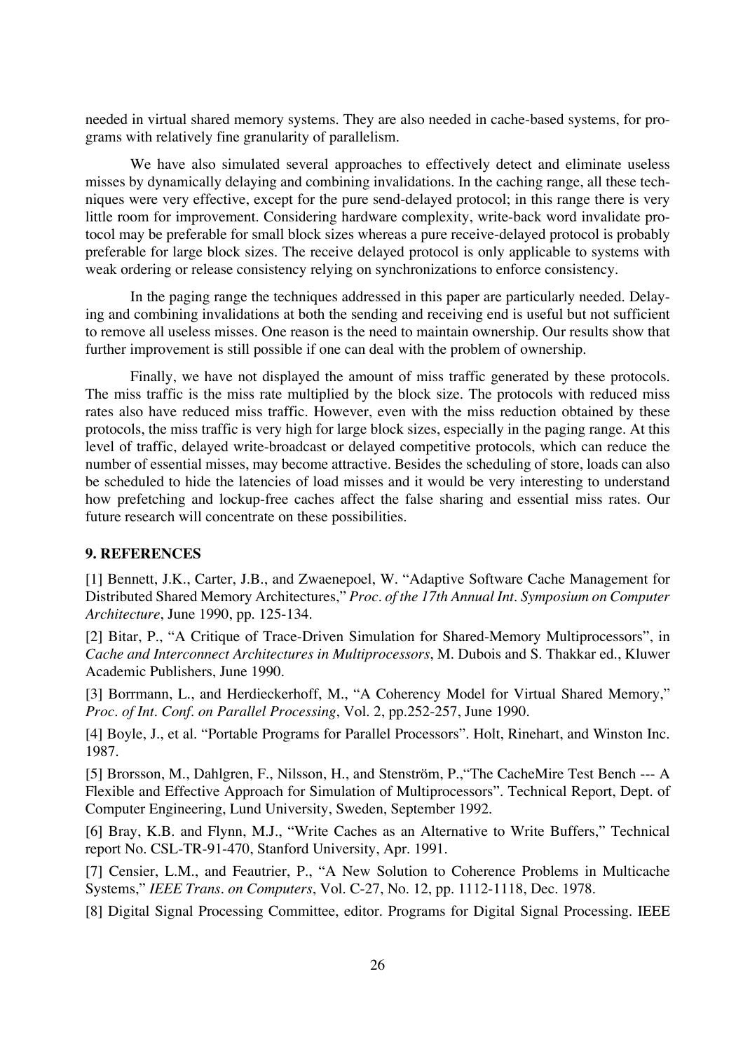needed in virtual shared memory systems. They are also needed in cache-based systems, for programs with relatively fine granularity of parallelism.

We have also simulated several approaches to effectively detect and eliminate useless misses by dynamically delaying and combining invalidations. In the caching range, all these techniques were very effective, except for the pure send-delayed protocol; in this range there is very little room for improvement. Considering hardware complexity, write-back word invalidate protocol may be preferable for small block sizes whereas a pure receive-delayed protocol is probably preferable for large block sizes. The receive delayed protocol is only applicable to systems with weak ordering or release consistency relying on synchronizations to enforce consistency.

In the paging range the techniques addressed in this paper are particularly needed. Delaying and combining invalidations at both the sending and receiving end is useful but not sufficient to remove all useless misses. One reason is the need to maintain ownership. Our results show that further improvement is still possible if one can deal with the problem of ownership.

Finally, we have not displayed the amount of miss traffic generated by these protocols. The miss traffic is the miss rate multiplied by the block size. The protocols with reduced miss rates also have reduced miss traffic. However, even with the miss reduction obtained by these protocols, the miss traffic is very high for large block sizes, especially in the paging range. At this level of traffic, delayed write-broadcast or delayed competitive protocols, which can reduce the number of essential misses, may become attractive. Besides the scheduling of store, loads can also be scheduled to hide the latencies of load misses and it would be very interesting to understand how prefetching and lockup-free caches affect the false sharing and essential miss rates. Our future research will concentrate on these possibilities.

## 9. REFERENCES

[1] Bennett, J.K., Carter, J.B., and Zwaenepoel, W. "Adaptive Software Cache Management for Distributed Shared Memory Architectures," *Proc. of the 17th Annual Int. Symposium on Computer Architecture*, June 1990, pp. 125-134.

[2] Bitar, P., "A Critique of Trace-Driven Simulation for Shared-Memory Multiprocessors", in *Cache and Interconnect Architectures in Multiprocessors*, M. Dubois and S. Thakkar ed., Kluwer Academic Publishers, June 1990.

[3] Borrmann, L., and Herdieckerhoff, M., "A Coherency Model for Virtual Shared Memory," *Proc. of Int. Conf. on Parallel Processing*, Vol. 2, pp.252-257, June 1990.

[4] Boyle, J., et al. "Portable Programs for Parallel Processors". Holt, Rinehart, and Winston Inc. 1987.

[5] Brorsson, M., Dahlgren, F., Nilsson, H., and Stenström, P.,"The CacheMire Test Bench --- A Flexible and Effective Approach for Simulation of Multiprocessors". Technical Report, Dept. of Computer Engineering, Lund University, Sweden, September 1992.

[6] Bray, K.B. and Flynn, M.J., "Write Caches as an Alternative to Write Buffers," Technical report No. CSL-TR-91-470, Stanford University, Apr. 1991.

[7] Censier, L.M., and Feautrier, P., "A New Solution to Coherence Problems in Multicache Systems," *IEEE Trans. on Computers*, Vol. C-27, No. 12, pp. 1112-1118, Dec. 1978.

[8] Digital Signal Processing Committee, editor. Programs for Digital Signal Processing. IEEE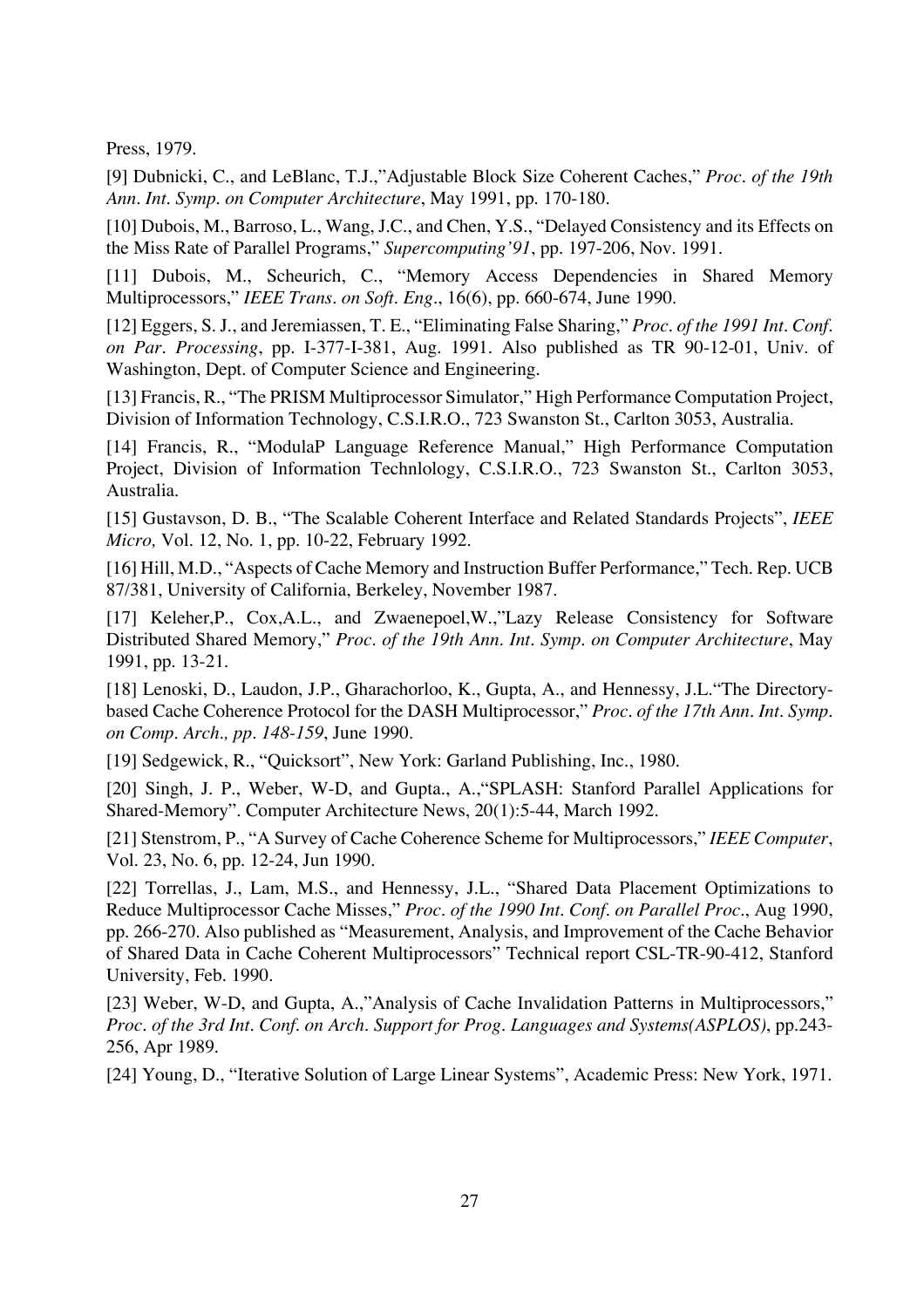Press, 1979.

[9] Dubnicki, C., and LeBlanc, T.J.,"Adjustable Block Size Coherent Caches," *Proc. of the 19th Ann. Int. Symp. on Computer Architecture*, May 1991, pp. 170-180.

[10] Dubois, M., Barroso, L., Wang, J.C., and Chen, Y.S., "Delayed Consistency and its Effects on the Miss Rate of Parallel Programs," *Supercomputing'91*, pp. 197-206, Nov. 1991.

[11] Dubois, M., Scheurich, C., "Memory Access Dependencies in Shared Memory Multiprocessors," *IEEE Trans. on Soft. Eng.*, 16(6), pp. 660-674, June 1990.

[12] Eggers, S. J., and Jeremiassen, T. E., "Eliminating False Sharing," *Proc. of the 1991 Int. Conf. on Par. Processing*, pp. I-377-I-381, Aug. 1991. Also published as TR 90-12-01, Univ. of Washington, Dept. of Computer Science and Engineering.

[13] Francis, R., "The PRISM Multiprocessor Simulator," High Performance Computation Project, Division of Information Technology, C.S.I.R.O., 723 Swanston St., Carlton 3053, Australia.

[14] Francis, R., "ModulaP Language Reference Manual," High Performance Computation Project, Division of Information Technlology, C.S.I.R.O., 723 Swanston St., Carlton 3053, Australia.

[15] Gustavson, D. B., "The Scalable Coherent Interface and Related Standards Projects", *IEEE Micro,* Vol. 12, No. 1, pp. 10-22, February 1992.

[16] Hill, M.D., "Aspects of Cache Memory and Instruction Buffer Performance," Tech. Rep. UCB 87/381, University of California, Berkeley, November 1987.

[17] Keleher,P., Cox,A.L., and Zwaenepoel,W.,"Lazy Release Consistency for Software Distributed Shared Memory," *Proc. of the 19th Ann. Int. Symp. on Computer Architecture*, May 1991, pp. 13-21.

[18] Lenoski, D., Laudon, J.P., Gharachorloo, K., Gupta, A., and Hennessy, J.L."The Directory-based Cache Coherence Protocol for the DASH Multiprocessor," *Proc. of the 17th Ann. Int. Symp. on Comp. Arch., pp. 148-159*, June 1990.

[19] Sedgewick, R., "Quicksort", New York: Garland Publishing, Inc., 1980.

[20] Singh, J. P., Weber, W-D, and Gupta., A.,"SPLASH: Stanford Parallel Applications for Shared-Memory". Computer Architecture News, 20(1):5-44, March 1992.

[21] Stenstrom, P., "A Survey of Cache Coherence Scheme for Multiprocessors," *IEEE Computer*, Vol. 23, No. 6, pp. 12-24, Jun 1990.

[22] Torrellas, J., Lam, M.S., and Hennessy, J.L., "Shared Data Placement Optimizations to Reduce Multiprocessor Cache Misses," *Proc. of the 1990 Int. Conf. on Parallel Proc.*, Aug 1990, pp. 266-270. Also published as "Measurement, Analysis, and Improvement of the Cache Behavior of Shared Data in Cache Coherent Multiprocessors" Technical report CSL-TR-90-412, Stanford University, Feb. 1990.

[23] Weber, W-D, and Gupta, A.,"Analysis of Cache Invalidation Patterns in Multiprocessors," *Proc. of the 3rd Int. Conf. on Arch. Support for Prog. Languages and Systems(ASPLOS)*, pp.243-256, Apr 1989.

[24] Young, D., "Iterative Solution of Large Linear Systems", Academic Press: New York, 1971.